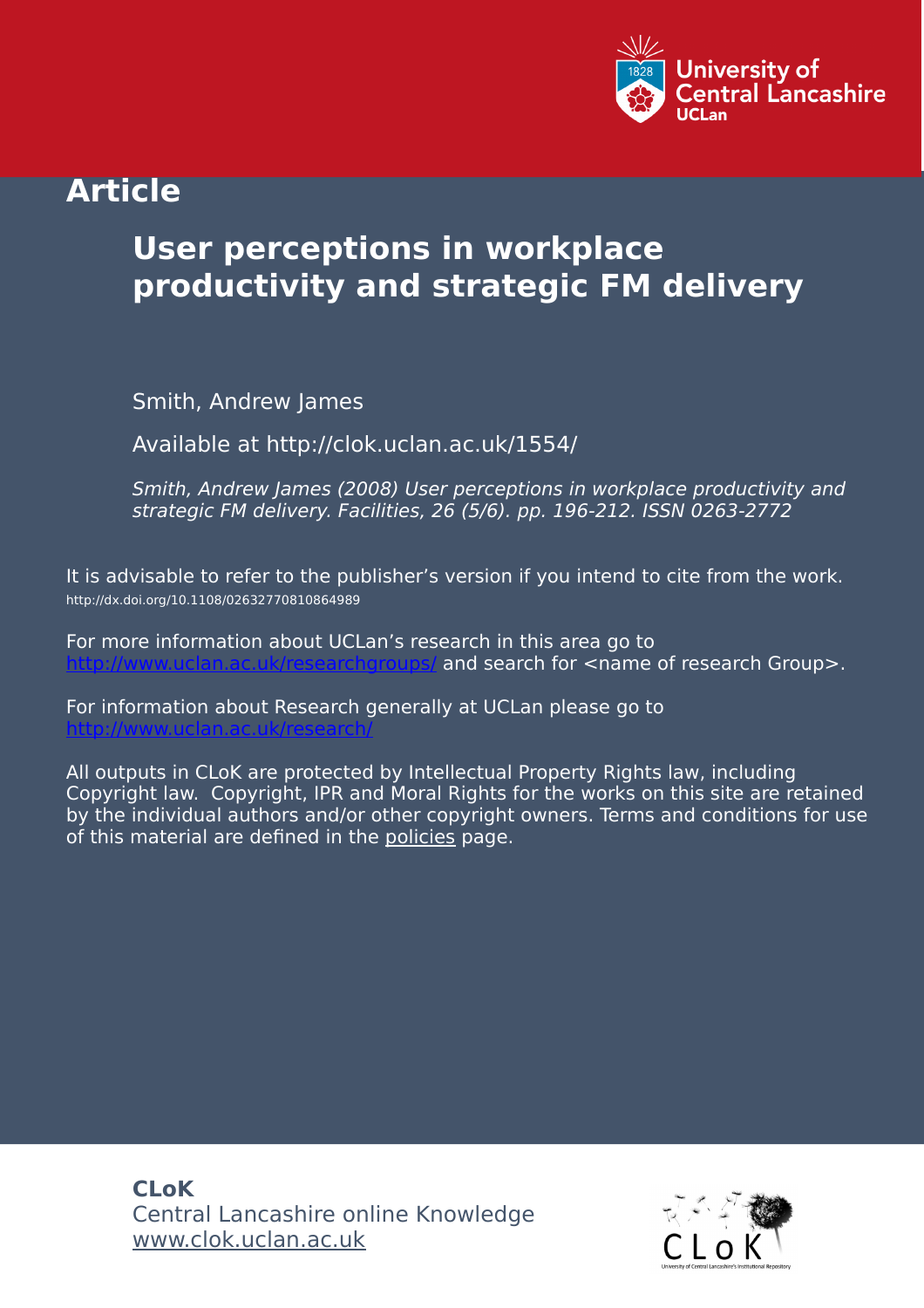University of Central Lancashire
UCLan

# Article

## User perceptions in workplace productivity and strategic FM delivery

Smith, Andrew James

Available at http://clok.uclan.ac.uk/1554/

*Smith, Andrew James (2008) User perceptions in workplace productivity and strategic FM delivery. Facilities, 26 (5/6). pp. 196-212. ISSN 0263-2772*

It is advisable to refer to the publisher's version if you intend to cite from the work. http://dx.doi.org/10.1108/02632770810864989

For more information about UCLan's research in this area go to http://www.uclan.ac.uk/researchgroups/ and search for <name of research Group>.

For information about Research generally at UCLan please go to http://www.uclan.ac.uk/research/

All outputs in CLoK are protected by Intellectual Property Rights law, including Copyright law. Copyright, IPR and Moral Rights for the works on this site are retained by the individual authors and/or other copyright owners. Terms and conditions for use of this material are defined in the policies page.

**CLoK**
Central Lancashire online Knowledge
www.clok.uclan.ac.uk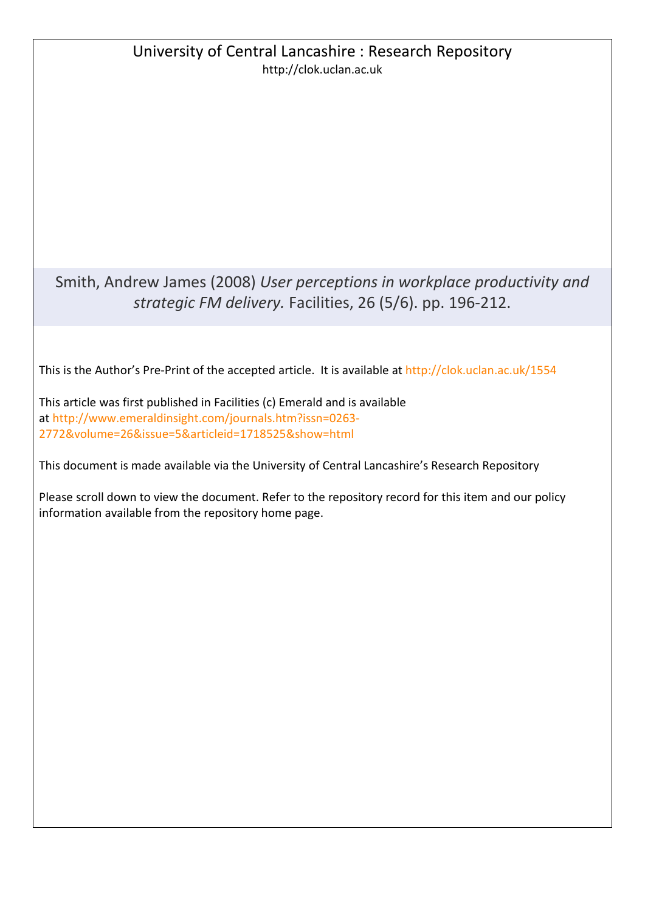University of Central Lancashire : Research Repository
http://clok.uclan.ac.uk

Smith, Andrew James (2008) *User perceptions in workplace productivity and strategic FM delivery.* Facilities, 26 (5/6). pp. 196-212.

This is the Author's Pre-Print of the accepted article. It is available at http://clok.uclan.ac.uk/1554

This article was first published in Facilities (c) Emerald and is available at http://www.emeraldinsight.com/journals.htm?issn=0263-2772&volume=26&issue=5&articleid=1718525&show=html

This document is made available via the University of Central Lancashire's Research Repository

Please scroll down to view the document. Refer to the repository record for this item and our policy information available from the repository home page.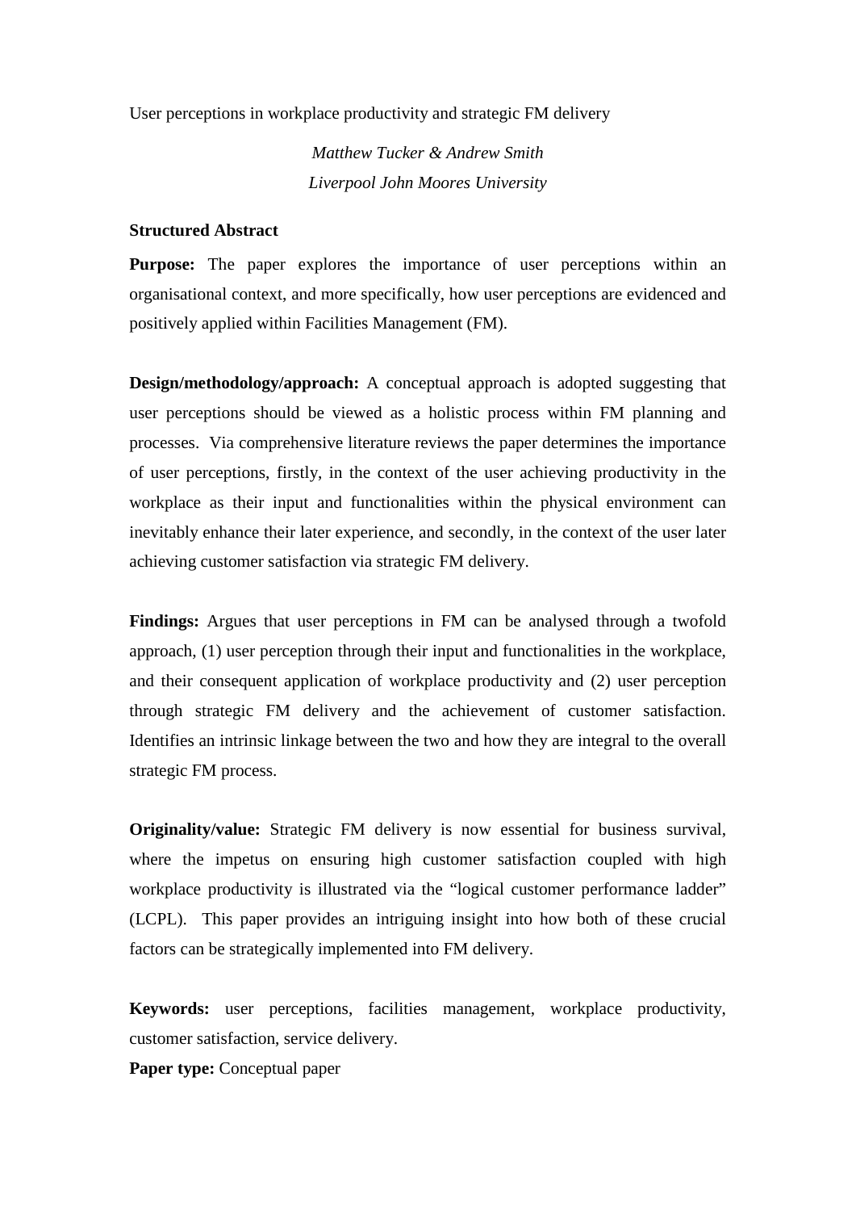User perceptions in workplace productivity and strategic FM delivery

*Matthew Tucker & Andrew Smith*
*Liverpool John Moores University*

**Structured Abstract**

**Purpose:** The paper explores the importance of user perceptions within an organisational context, and more specifically, how user perceptions are evidenced and positively applied within Facilities Management (FM).

**Design/methodology/approach:** A conceptual approach is adopted suggesting that user perceptions should be viewed as a holistic process within FM planning and processes. Via comprehensive literature reviews the paper determines the importance of user perceptions, firstly, in the context of the user achieving productivity in the workplace as their input and functionalities within the physical environment can inevitably enhance their later experience, and secondly, in the context of the user later achieving customer satisfaction via strategic FM delivery.

**Findings:** Argues that user perceptions in FM can be analysed through a twofold approach, (1) user perception through their input and functionalities in the workplace, and their consequent application of workplace productivity and (2) user perception through strategic FM delivery and the achievement of customer satisfaction. Identifies an intrinsic linkage between the two and how they are integral to the overall strategic FM process.

**Originality/value:** Strategic FM delivery is now essential for business survival, where the impetus on ensuring high customer satisfaction coupled with high workplace productivity is illustrated via the "logical customer performance ladder" (LCPL). This paper provides an intriguing insight into how both of these crucial factors can be strategically implemented into FM delivery.

**Keywords:** user perceptions, facilities management, workplace productivity, customer satisfaction, service delivery.

**Paper type:** Conceptual paper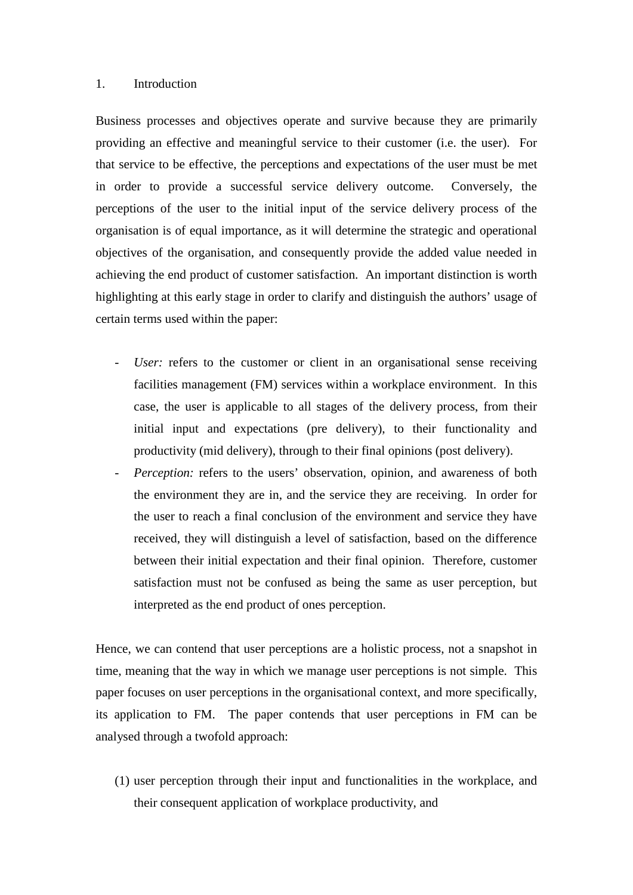## 1. Introduction

Business processes and objectives operate and survive because they are primarily providing an effective and meaningful service to their customer (i.e. the user). For that service to be effective, the perceptions and expectations of the user must be met in order to provide a successful service delivery outcome. Conversely, the perceptions of the user to the initial input of the service delivery process of the organisation is of equal importance, as it will determine the strategic and operational objectives of the organisation, and consequently provide the added value needed in achieving the end product of customer satisfaction. An important distinction is worth highlighting at this early stage in order to clarify and distinguish the authors' usage of certain terms used within the paper:

- *User:* refers to the customer or client in an organisational sense receiving facilities management (FM) services within a workplace environment. In this case, the user is applicable to all stages of the delivery process, from their initial input and expectations (pre delivery), to their functionality and productivity (mid delivery), through to their final opinions (post delivery).
- *Perception:* refers to the users' observation, opinion, and awareness of both the environment they are in, and the service they are receiving. In order for the user to reach a final conclusion of the environment and service they have received, they will distinguish a level of satisfaction, based on the difference between their initial expectation and their final opinion. Therefore, customer satisfaction must not be confused as being the same as user perception, but interpreted as the end product of ones perception.

Hence, we can contend that user perceptions are a holistic process, not a snapshot in time, meaning that the way in which we manage user perceptions is not simple. This paper focuses on user perceptions in the organisational context, and more specifically, its application to FM. The paper contends that user perceptions in FM can be analysed through a twofold approach:

(1) user perception through their input and functionalities in the workplace, and their consequent application of workplace productivity, and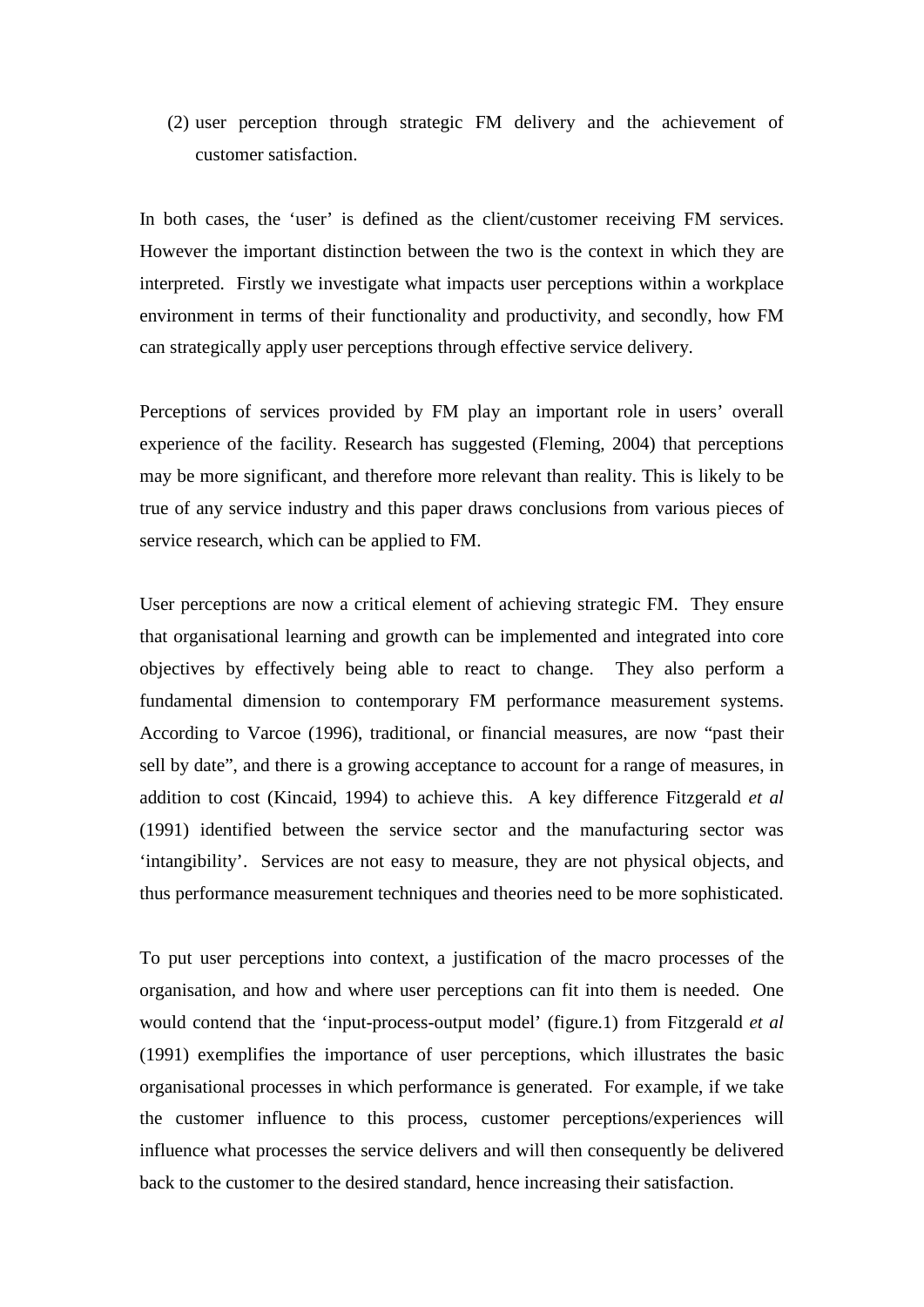(2) user perception through strategic FM delivery and the achievement of customer satisfaction.

In both cases, the 'user' is defined as the client/customer receiving FM services. However the important distinction between the two is the context in which they are interpreted. Firstly we investigate what impacts user perceptions within a workplace environment in terms of their functionality and productivity, and secondly, how FM can strategically apply user perceptions through effective service delivery.

Perceptions of services provided by FM play an important role in users' overall experience of the facility. Research has suggested (Fleming, 2004) that perceptions may be more significant, and therefore more relevant than reality. This is likely to be true of any service industry and this paper draws conclusions from various pieces of service research, which can be applied to FM.

User perceptions are now a critical element of achieving strategic FM. They ensure that organisational learning and growth can be implemented and integrated into core objectives by effectively being able to react to change. They also perform a fundamental dimension to contemporary FM performance measurement systems. According to Varcoe (1996), traditional, or financial measures, are now "past their sell by date", and there is a growing acceptance to account for a range of measures, in addition to cost (Kincaid, 1994) to achieve this. A key difference Fitzgerald *et al* (1991) identified between the service sector and the manufacturing sector was 'intangibility'. Services are not easy to measure, they are not physical objects, and thus performance measurement techniques and theories need to be more sophisticated.

To put user perceptions into context, a justification of the macro processes of the organisation, and how and where user perceptions can fit into them is needed. One would contend that the 'input-process-output model' (figure.1) from Fitzgerald *et al* (1991) exemplifies the importance of user perceptions, which illustrates the basic organisational processes in which performance is generated. For example, if we take the customer influence to this process, customer perceptions/experiences will influence what processes the service delivers and will then consequently be delivered back to the customer to the desired standard, hence increasing their satisfaction.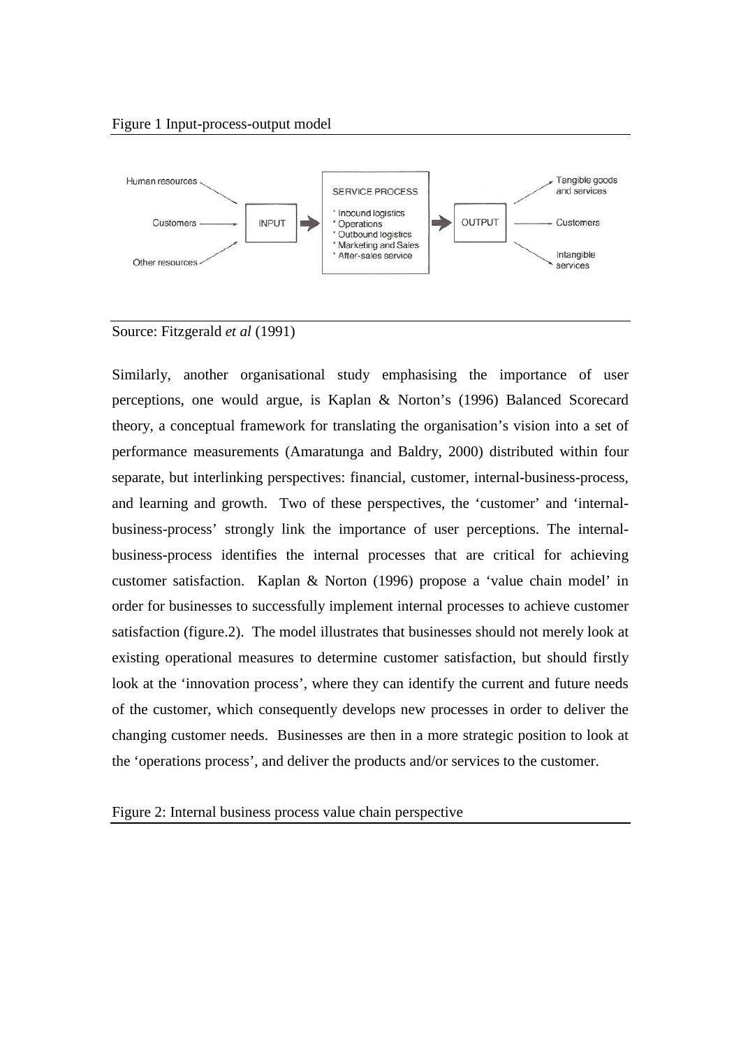Figure 1 Input-process-output model

Source: Fitzgerald *et al* (1991)

Similarly, another organisational study emphasising the importance of user perceptions, one would argue, is Kaplan & Norton's (1996) Balanced Scorecard theory, a conceptual framework for translating the organisation's vision into a set of performance measurements (Amaratunga and Baldry, 2000) distributed within four separate, but interlinking perspectives: financial, customer, internal-business-process, and learning and growth. Two of these perspectives, the 'customer' and 'internal-business-process' strongly link the importance of user perceptions. The internal-business-process identifies the internal processes that are critical for achieving customer satisfaction. Kaplan & Norton (1996) propose a 'value chain model' in order for businesses to successfully implement internal processes to achieve customer satisfaction (figure.2). The model illustrates that businesses should not merely look at existing operational measures to determine customer satisfaction, but should firstly look at the 'innovation process', where they can identify the current and future needs of the customer, which consequently develops new processes in order to deliver the changing customer needs. Businesses are then in a more strategic position to look at the 'operations process', and deliver the products and/or services to the customer.

Figure 2: Internal business process value chain perspective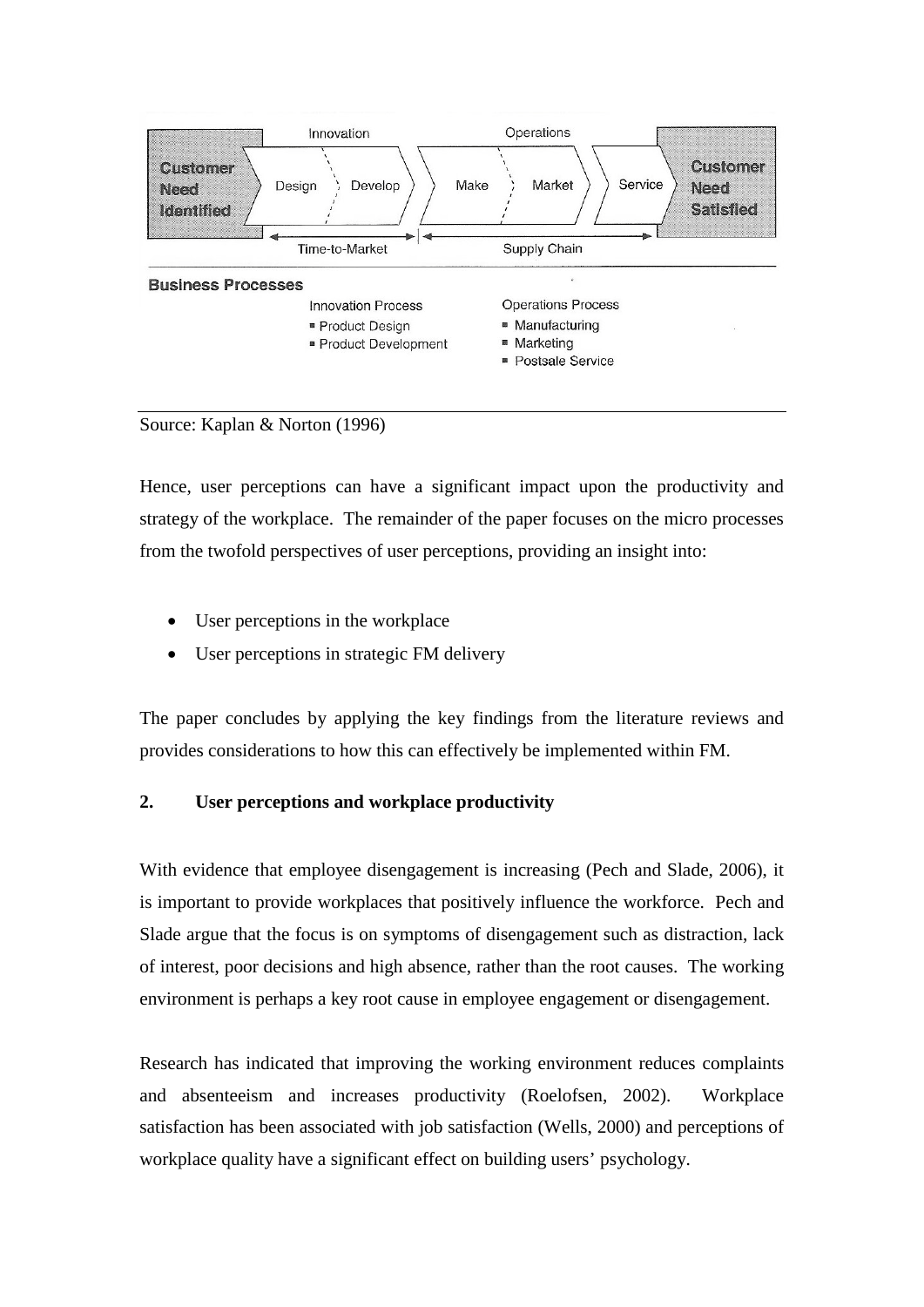| Customer Need Identified | Innovation: Design | Innovation: Develop | Operations: Make | Operations: Market | Service | Customer Need Satisfied |
|---|---|---|---|---|---|---|
| | Time-to-Market | | Supply Chain | | | |

**Business Processes**

Innovation Process
- Product Design
- Product Development

Operations Process
- Manufacturing
- Marketing
- Postsale Service

Source: Kaplan & Norton (1996)

Hence, user perceptions can have a significant impact upon the productivity and strategy of the workplace. The remainder of the paper focuses on the micro processes from the twofold perspectives of user perceptions, providing an insight into:

- User perceptions in the workplace
- User perceptions in strategic FM delivery

The paper concludes by applying the key findings from the literature reviews and provides considerations to how this can effectively be implemented within FM.

## 2. User perceptions and workplace productivity

With evidence that employee disengagement is increasing (Pech and Slade, 2006), it is important to provide workplaces that positively influence the workforce. Pech and Slade argue that the focus is on symptoms of disengagement such as distraction, lack of interest, poor decisions and high absence, rather than the root causes. The working environment is perhaps a key root cause in employee engagement or disengagement.

Research has indicated that improving the working environment reduces complaints and absenteeism and increases productivity (Roelofsen, 2002). Workplace satisfaction has been associated with job satisfaction (Wells, 2000) and perceptions of workplace quality have a significant effect on building users' psychology.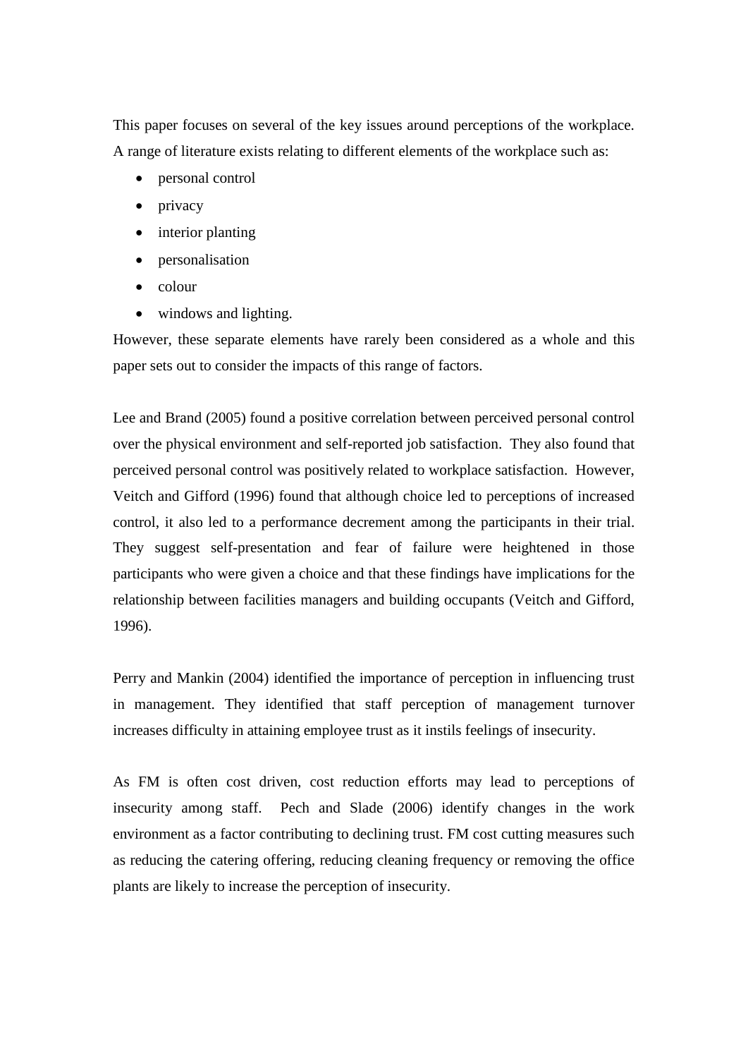This paper focuses on several of the key issues around perceptions of the workplace. A range of literature exists relating to different elements of the workplace such as:

- personal control
- privacy
- interior planting
- personalisation
- colour
- windows and lighting.

However, these separate elements have rarely been considered as a whole and this paper sets out to consider the impacts of this range of factors.

Lee and Brand (2005) found a positive correlation between perceived personal control over the physical environment and self-reported job satisfaction. They also found that perceived personal control was positively related to workplace satisfaction. However, Veitch and Gifford (1996) found that although choice led to perceptions of increased control, it also led to a performance decrement among the participants in their trial. They suggest self-presentation and fear of failure were heightened in those participants who were given a choice and that these findings have implications for the relationship between facilities managers and building occupants (Veitch and Gifford, 1996).

Perry and Mankin (2004) identified the importance of perception in influencing trust in management. They identified that staff perception of management turnover increases difficulty in attaining employee trust as it instils feelings of insecurity.

As FM is often cost driven, cost reduction efforts may lead to perceptions of insecurity among staff. Pech and Slade (2006) identify changes in the work environment as a factor contributing to declining trust. FM cost cutting measures such as reducing the catering offering, reducing cleaning frequency or removing the office plants are likely to increase the perception of insecurity.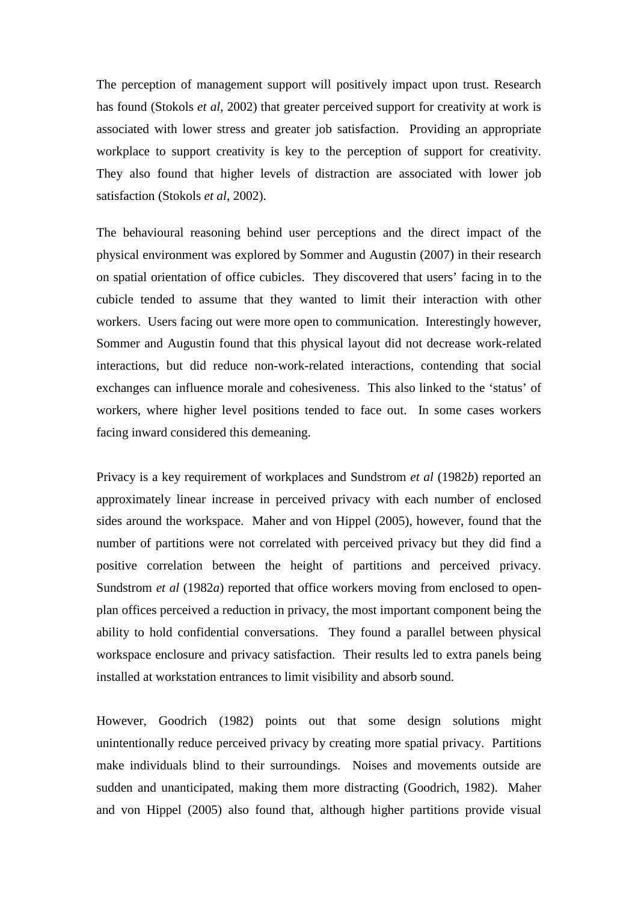The perception of management support will positively impact upon trust. Research has found (Stokols *et al*, 2002) that greater perceived support for creativity at work is associated with lower stress and greater job satisfaction. Providing an appropriate workplace to support creativity is key to the perception of support for creativity. They also found that higher levels of distraction are associated with lower job satisfaction (Stokols *et al*, 2002).

The behavioural reasoning behind user perceptions and the direct impact of the physical environment was explored by Sommer and Augustin (2007) in their research on spatial orientation of office cubicles. They discovered that users' facing in to the cubicle tended to assume that they wanted to limit their interaction with other workers. Users facing out were more open to communication. Interestingly however, Sommer and Augustin found that this physical layout did not decrease work-related interactions, but did reduce non-work-related interactions, contending that social exchanges can influence morale and cohesiveness. This also linked to the 'status' of workers, where higher level positions tended to face out. In some cases workers facing inward considered this demeaning.

Privacy is a key requirement of workplaces and Sundstrom *et al* (1982*b*) reported an approximately linear increase in perceived privacy with each number of enclosed sides around the workspace. Maher and von Hippel (2005), however, found that the number of partitions were not correlated with perceived privacy but they did find a positive correlation between the height of partitions and perceived privacy. Sundstrom *et al* (1982*a*) reported that office workers moving from enclosed to open-plan offices perceived a reduction in privacy, the most important component being the ability to hold confidential conversations. They found a parallel between physical workspace enclosure and privacy satisfaction. Their results led to extra panels being installed at workstation entrances to limit visibility and absorb sound.

However, Goodrich (1982) points out that some design solutions might unintentionally reduce perceived privacy by creating more spatial privacy. Partitions make individuals blind to their surroundings. Noises and movements outside are sudden and unanticipated, making them more distracting (Goodrich, 1982). Maher and von Hippel (2005) also found that, although higher partitions provide visual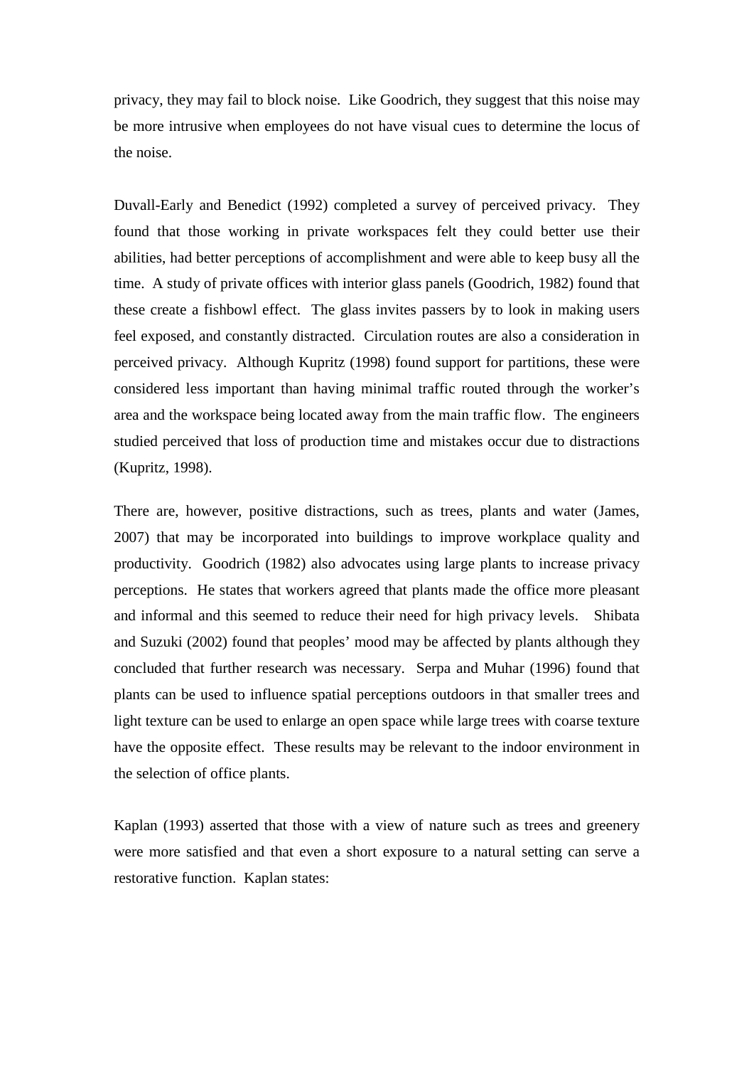privacy, they may fail to block noise. Like Goodrich, they suggest that this noise may be more intrusive when employees do not have visual cues to determine the locus of the noise.

Duvall-Early and Benedict (1992) completed a survey of perceived privacy. They found that those working in private workspaces felt they could better use their abilities, had better perceptions of accomplishment and were able to keep busy all the time. A study of private offices with interior glass panels (Goodrich, 1982) found that these create a fishbowl effect. The glass invites passers by to look in making users feel exposed, and constantly distracted. Circulation routes are also a consideration in perceived privacy. Although Kupritz (1998) found support for partitions, these were considered less important than having minimal traffic routed through the worker's area and the workspace being located away from the main traffic flow. The engineers studied perceived that loss of production time and mistakes occur due to distractions (Kupritz, 1998).

There are, however, positive distractions, such as trees, plants and water (James, 2007) that may be incorporated into buildings to improve workplace quality and productivity. Goodrich (1982) also advocates using large plants to increase privacy perceptions. He states that workers agreed that plants made the office more pleasant and informal and this seemed to reduce their need for high privacy levels. Shibata and Suzuki (2002) found that peoples' mood may be affected by plants although they concluded that further research was necessary. Serpa and Muhar (1996) found that plants can be used to influence spatial perceptions outdoors in that smaller trees and light texture can be used to enlarge an open space while large trees with coarse texture have the opposite effect. These results may be relevant to the indoor environment in the selection of office plants.

Kaplan (1993) asserted that those with a view of nature such as trees and greenery were more satisfied and that even a short exposure to a natural setting can serve a restorative function. Kaplan states: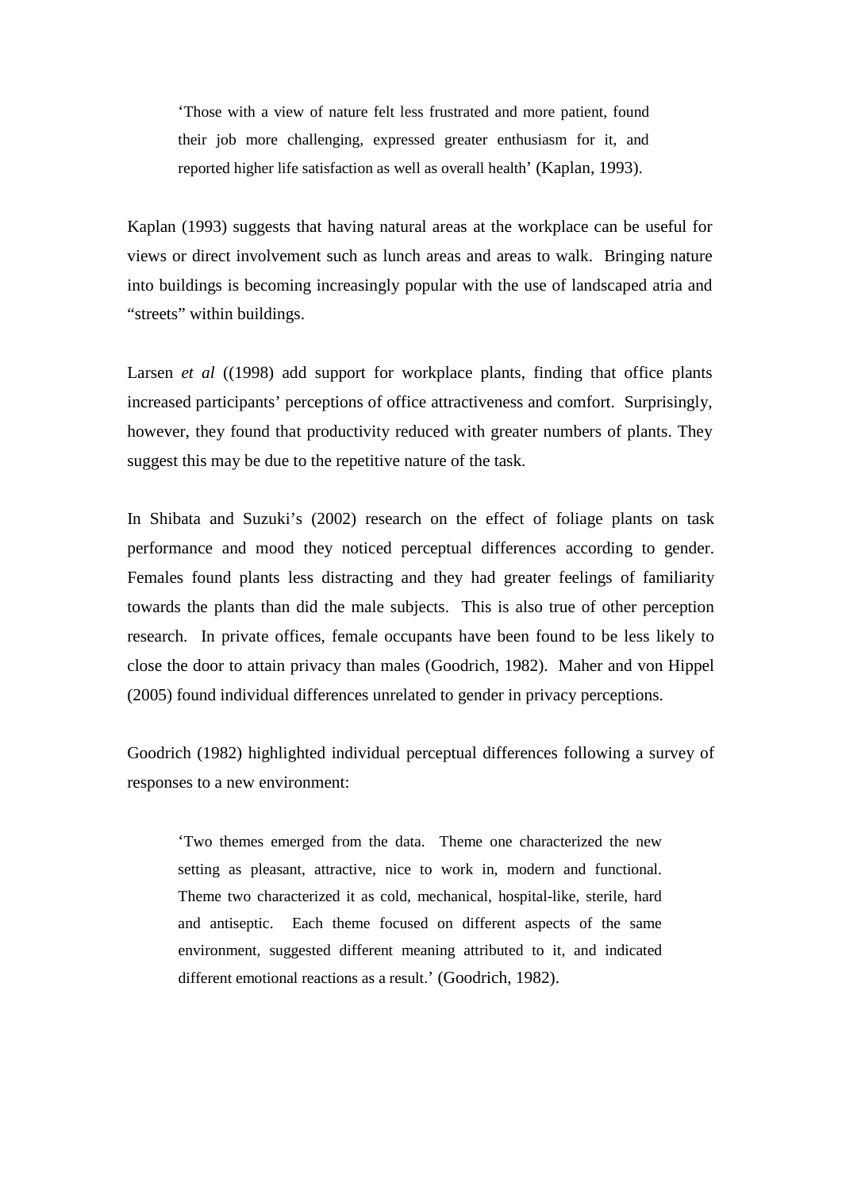> 'Those with a view of nature felt less frustrated and more patient, found their job more challenging, expressed greater enthusiasm for it, and reported higher life satisfaction as well as overall health' (Kaplan, 1993).

Kaplan (1993) suggests that having natural areas at the workplace can be useful for views or direct involvement such as lunch areas and areas to walk. Bringing nature into buildings is becoming increasingly popular with the use of landscaped atria and "streets" within buildings.

Larsen *et al* ((1998) add support for workplace plants, finding that office plants increased participants' perceptions of office attractiveness and comfort. Surprisingly, however, they found that productivity reduced with greater numbers of plants. They suggest this may be due to the repetitive nature of the task.

In Shibata and Suzuki's (2002) research on the effect of foliage plants on task performance and mood they noticed perceptual differences according to gender. Females found plants less distracting and they had greater feelings of familiarity towards the plants than did the male subjects. This is also true of other perception research. In private offices, female occupants have been found to be less likely to close the door to attain privacy than males (Goodrich, 1982). Maher and von Hippel (2005) found individual differences unrelated to gender in privacy perceptions.

Goodrich (1982) highlighted individual perceptual differences following a survey of responses to a new environment:

> 'Two themes emerged from the data. Theme one characterized the new setting as pleasant, attractive, nice to work in, modern and functional. Theme two characterized it as cold, mechanical, hospital-like, sterile, hard and antiseptic. Each theme focused on different aspects of the same environment, suggested different meaning attributed to it, and indicated different emotional reactions as a result.' (Goodrich, 1982).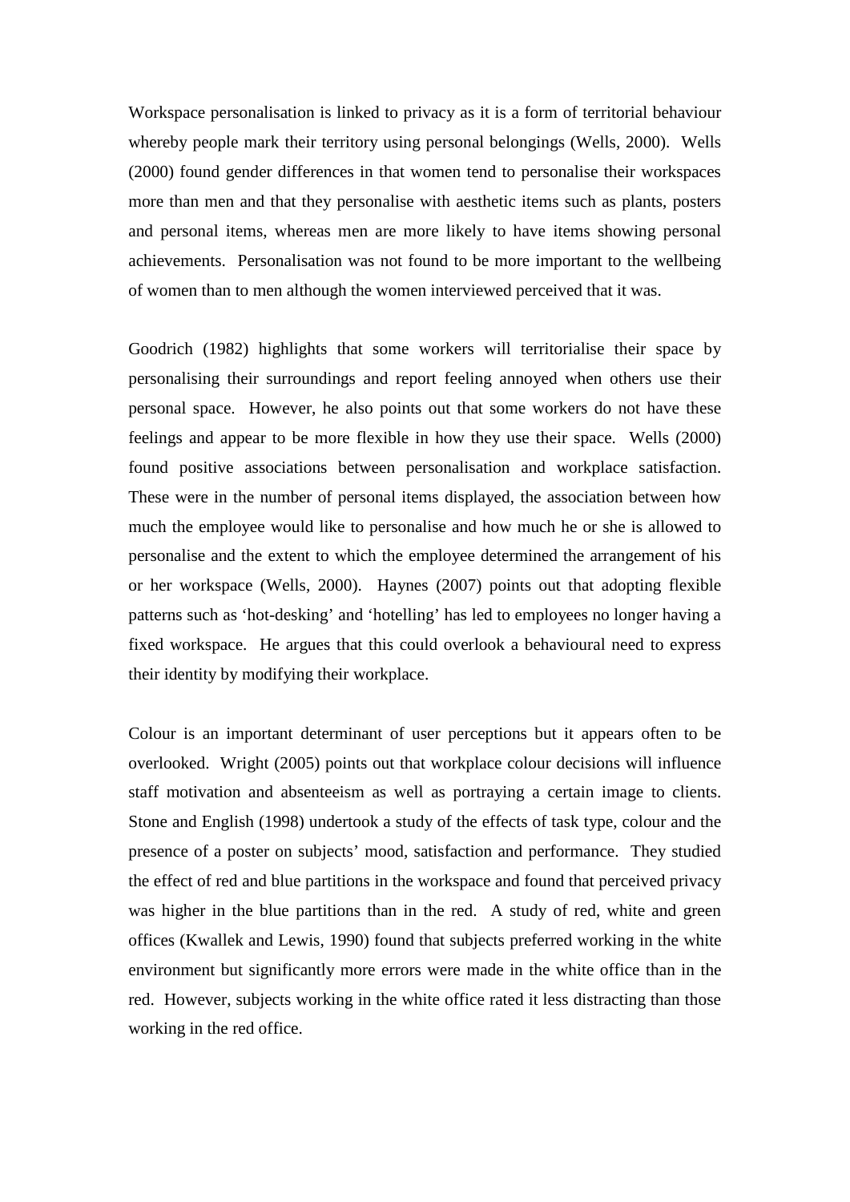Workspace personalisation is linked to privacy as it is a form of territorial behaviour whereby people mark their territory using personal belongings (Wells, 2000). Wells (2000) found gender differences in that women tend to personalise their workspaces more than men and that they personalise with aesthetic items such as plants, posters and personal items, whereas men are more likely to have items showing personal achievements. Personalisation was not found to be more important to the wellbeing of women than to men although the women interviewed perceived that it was.

Goodrich (1982) highlights that some workers will territorialise their space by personalising their surroundings and report feeling annoyed when others use their personal space. However, he also points out that some workers do not have these feelings and appear to be more flexible in how they use their space. Wells (2000) found positive associations between personalisation and workplace satisfaction. These were in the number of personal items displayed, the association between how much the employee would like to personalise and how much he or she is allowed to personalise and the extent to which the employee determined the arrangement of his or her workspace (Wells, 2000). Haynes (2007) points out that adopting flexible patterns such as 'hot-desking' and 'hotelling' has led to employees no longer having a fixed workspace. He argues that this could overlook a behavioural need to express their identity by modifying their workplace.

Colour is an important determinant of user perceptions but it appears often to be overlooked. Wright (2005) points out that workplace colour decisions will influence staff motivation and absenteeism as well as portraying a certain image to clients. Stone and English (1998) undertook a study of the effects of task type, colour and the presence of a poster on subjects' mood, satisfaction and performance. They studied the effect of red and blue partitions in the workspace and found that perceived privacy was higher in the blue partitions than in the red. A study of red, white and green offices (Kwallek and Lewis, 1990) found that subjects preferred working in the white environment but significantly more errors were made in the white office than in the red. However, subjects working in the white office rated it less distracting than those working in the red office.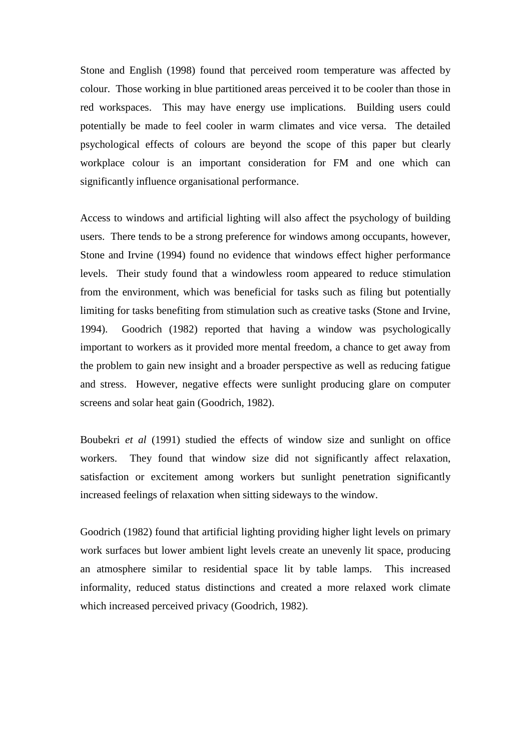Stone and English (1998) found that perceived room temperature was affected by colour. Those working in blue partitioned areas perceived it to be cooler than those in red workspaces. This may have energy use implications. Building users could potentially be made to feel cooler in warm climates and vice versa. The detailed psychological effects of colours are beyond the scope of this paper but clearly workplace colour is an important consideration for FM and one which can significantly influence organisational performance.

Access to windows and artificial lighting will also affect the psychology of building users. There tends to be a strong preference for windows among occupants, however, Stone and Irvine (1994) found no evidence that windows effect higher performance levels. Their study found that a windowless room appeared to reduce stimulation from the environment, which was beneficial for tasks such as filing but potentially limiting for tasks benefiting from stimulation such as creative tasks (Stone and Irvine, 1994). Goodrich (1982) reported that having a window was psychologically important to workers as it provided more mental freedom, a chance to get away from the problem to gain new insight and a broader perspective as well as reducing fatigue and stress. However, negative effects were sunlight producing glare on computer screens and solar heat gain (Goodrich, 1982).

Boubekri *et al* (1991) studied the effects of window size and sunlight on office workers. They found that window size did not significantly affect relaxation, satisfaction or excitement among workers but sunlight penetration significantly increased feelings of relaxation when sitting sideways to the window.

Goodrich (1982) found that artificial lighting providing higher light levels on primary work surfaces but lower ambient light levels create an unevenly lit space, producing an atmosphere similar to residential space lit by table lamps. This increased informality, reduced status distinctions and created a more relaxed work climate which increased perceived privacy (Goodrich, 1982).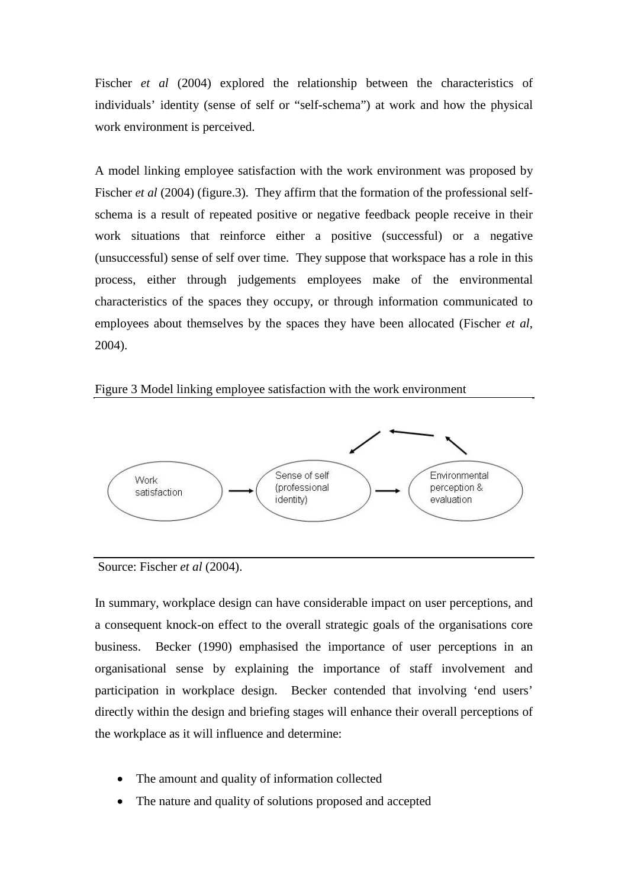Fischer *et al* (2004) explored the relationship between the characteristics of individuals' identity (sense of self or "self-schema") at work and how the physical work environment is perceived.

A model linking employee satisfaction with the work environment was proposed by Fischer *et al* (2004) (figure.3). They affirm that the formation of the professional self-schema is a result of repeated positive or negative feedback people receive in their work situations that reinforce either a positive (successful) or a negative (unsuccessful) sense of self over time. They suppose that workspace has a role in this process, either through judgements employees make of the environmental characteristics of the spaces they occupy, or through information communicated to employees about themselves by the spaces they have been allocated (Fischer *et al*, 2004).

Figure 3 Model linking employee satisfaction with the work environment

Work satisfaction → Sense of self (professional identity) → Environmental perception & evaluation

Source: Fischer *et al* (2004).

In summary, workplace design can have considerable impact on user perceptions, and a consequent knock-on effect to the overall strategic goals of the organisations core business. Becker (1990) emphasised the importance of user perceptions in an organisational sense by explaining the importance of staff involvement and participation in workplace design. Becker contended that involving 'end users' directly within the design and briefing stages will enhance their overall perceptions of the workplace as it will influence and determine:

- The amount and quality of information collected
- The nature and quality of solutions proposed and accepted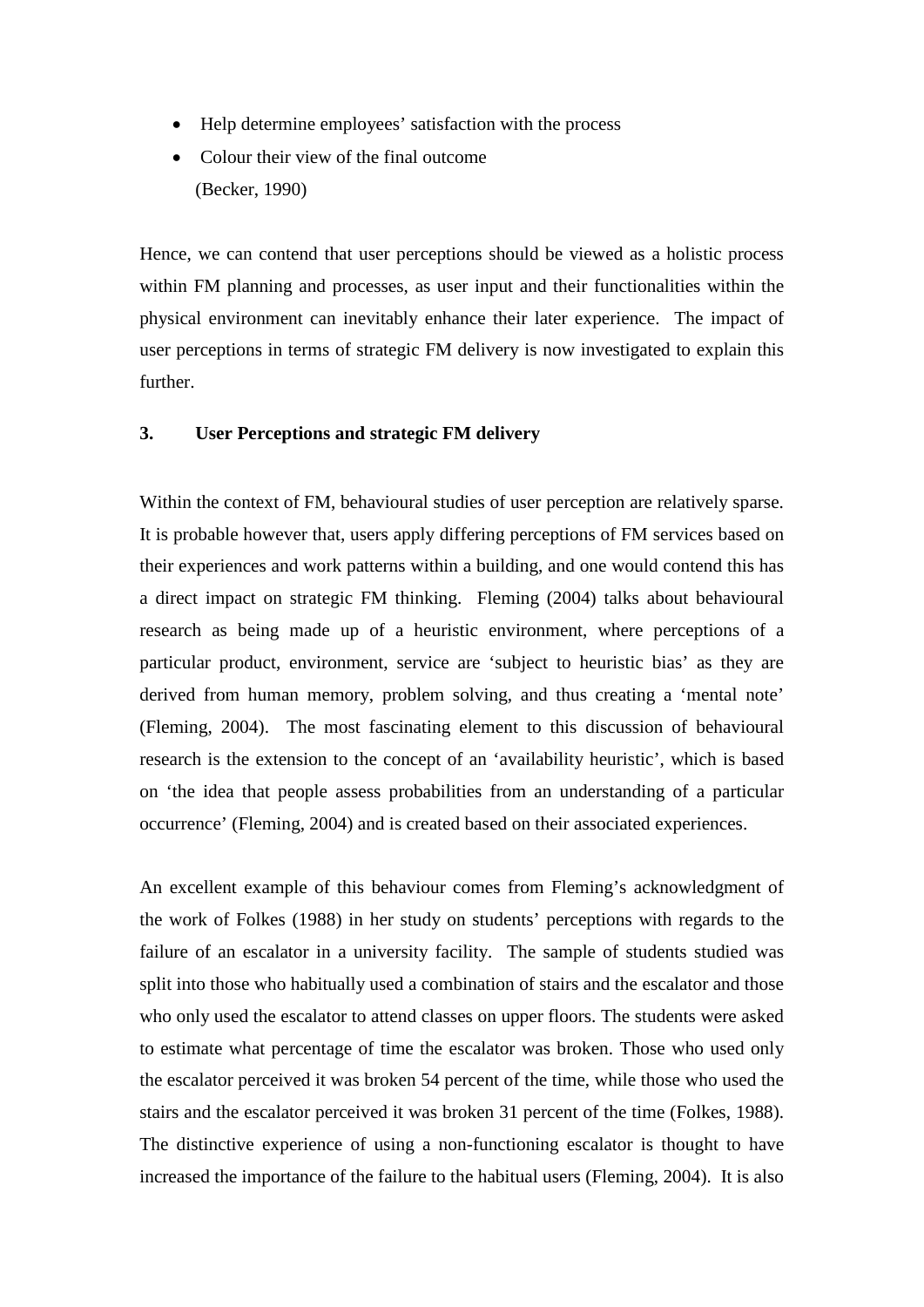- Help determine employees' satisfaction with the process
- Colour their view of the final outcome

(Becker, 1990)

Hence, we can contend that user perceptions should be viewed as a holistic process within FM planning and processes, as user input and their functionalities within the physical environment can inevitably enhance their later experience. The impact of user perceptions in terms of strategic FM delivery is now investigated to explain this further.

## 3. User Perceptions and strategic FM delivery

Within the context of FM, behavioural studies of user perception are relatively sparse. It is probable however that, users apply differing perceptions of FM services based on their experiences and work patterns within a building, and one would contend this has a direct impact on strategic FM thinking. Fleming (2004) talks about behavioural research as being made up of a heuristic environment, where perceptions of a particular product, environment, service are 'subject to heuristic bias' as they are derived from human memory, problem solving, and thus creating a 'mental note' (Fleming, 2004). The most fascinating element to this discussion of behavioural research is the extension to the concept of an 'availability heuristic', which is based on 'the idea that people assess probabilities from an understanding of a particular occurrence' (Fleming, 2004) and is created based on their associated experiences.

An excellent example of this behaviour comes from Fleming's acknowledgment of the work of Folkes (1988) in her study on students' perceptions with regards to the failure of an escalator in a university facility. The sample of students studied was split into those who habitually used a combination of stairs and the escalator and those who only used the escalator to attend classes on upper floors. The students were asked to estimate what percentage of time the escalator was broken. Those who used only the escalator perceived it was broken 54 percent of the time, while those who used the stairs and the escalator perceived it was broken 31 percent of the time (Folkes, 1988). The distinctive experience of using a non-functioning escalator is thought to have increased the importance of the failure to the habitual users (Fleming, 2004). It is also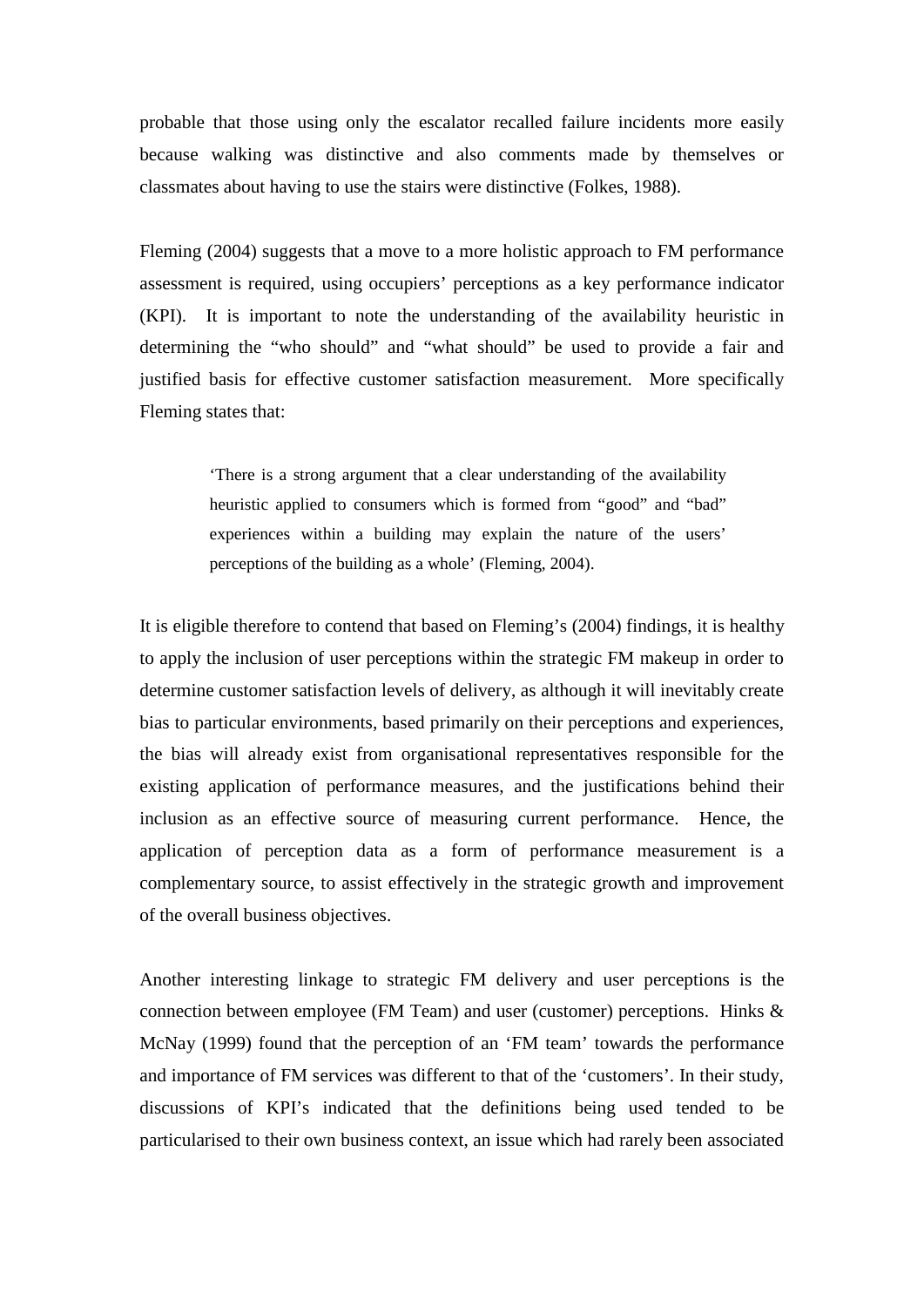probable that those using only the escalator recalled failure incidents more easily because walking was distinctive and also comments made by themselves or classmates about having to use the stairs were distinctive (Folkes, 1988).

Fleming (2004) suggests that a move to a more holistic approach to FM performance assessment is required, using occupiers' perceptions as a key performance indicator (KPI). It is important to note the understanding of the availability heuristic in determining the "who should" and "what should" be used to provide a fair and justified basis for effective customer satisfaction measurement. More specifically Fleming states that:

> 'There is a strong argument that a clear understanding of the availability heuristic applied to consumers which is formed from "good" and "bad" experiences within a building may explain the nature of the users' perceptions of the building as a whole' (Fleming, 2004).

It is eligible therefore to contend that based on Fleming's (2004) findings, it is healthy to apply the inclusion of user perceptions within the strategic FM makeup in order to determine customer satisfaction levels of delivery, as although it will inevitably create bias to particular environments, based primarily on their perceptions and experiences, the bias will already exist from organisational representatives responsible for the existing application of performance measures, and the justifications behind their inclusion as an effective source of measuring current performance. Hence, the application of perception data as a form of performance measurement is a complementary source, to assist effectively in the strategic growth and improvement of the overall business objectives.

Another interesting linkage to strategic FM delivery and user perceptions is the connection between employee (FM Team) and user (customer) perceptions. Hinks & McNay (1999) found that the perception of an 'FM team' towards the performance and importance of FM services was different to that of the 'customers'. In their study, discussions of KPI's indicated that the definitions being used tended to be particularised to their own business context, an issue which had rarely been associated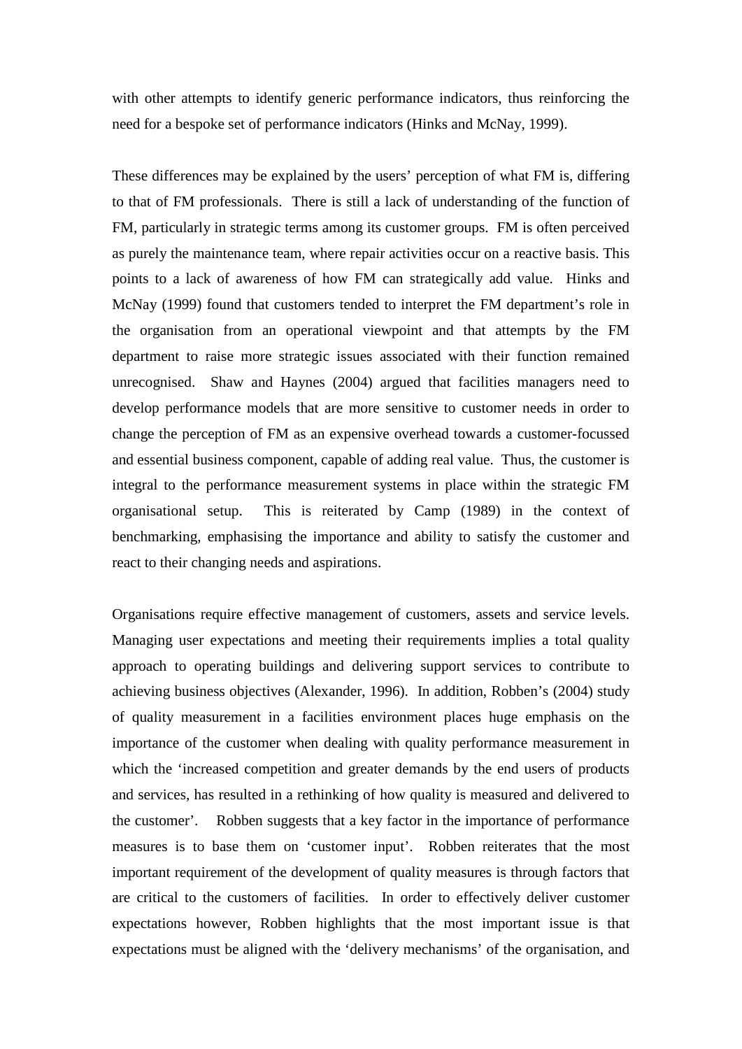with other attempts to identify generic performance indicators, thus reinforcing the need for a bespoke set of performance indicators (Hinks and McNay, 1999).

These differences may be explained by the users' perception of what FM is, differing to that of FM professionals. There is still a lack of understanding of the function of FM, particularly in strategic terms among its customer groups. FM is often perceived as purely the maintenance team, where repair activities occur on a reactive basis. This points to a lack of awareness of how FM can strategically add value. Hinks and McNay (1999) found that customers tended to interpret the FM department's role in the organisation from an operational viewpoint and that attempts by the FM department to raise more strategic issues associated with their function remained unrecognised. Shaw and Haynes (2004) argued that facilities managers need to develop performance models that are more sensitive to customer needs in order to change the perception of FM as an expensive overhead towards a customer-focussed and essential business component, capable of adding real value. Thus, the customer is integral to the performance measurement systems in place within the strategic FM organisational setup. This is reiterated by Camp (1989) in the context of benchmarking, emphasising the importance and ability to satisfy the customer and react to their changing needs and aspirations.

Organisations require effective management of customers, assets and service levels. Managing user expectations and meeting their requirements implies a total quality approach to operating buildings and delivering support services to contribute to achieving business objectives (Alexander, 1996). In addition, Robben's (2004) study of quality measurement in a facilities environment places huge emphasis on the importance of the customer when dealing with quality performance measurement in which the 'increased competition and greater demands by the end users of products and services, has resulted in a rethinking of how quality is measured and delivered to the customer'. Robben suggests that a key factor in the importance of performance measures is to base them on 'customer input'. Robben reiterates that the most important requirement of the development of quality measures is through factors that are critical to the customers of facilities. In order to effectively deliver customer expectations however, Robben highlights that the most important issue is that expectations must be aligned with the 'delivery mechanisms' of the organisation, and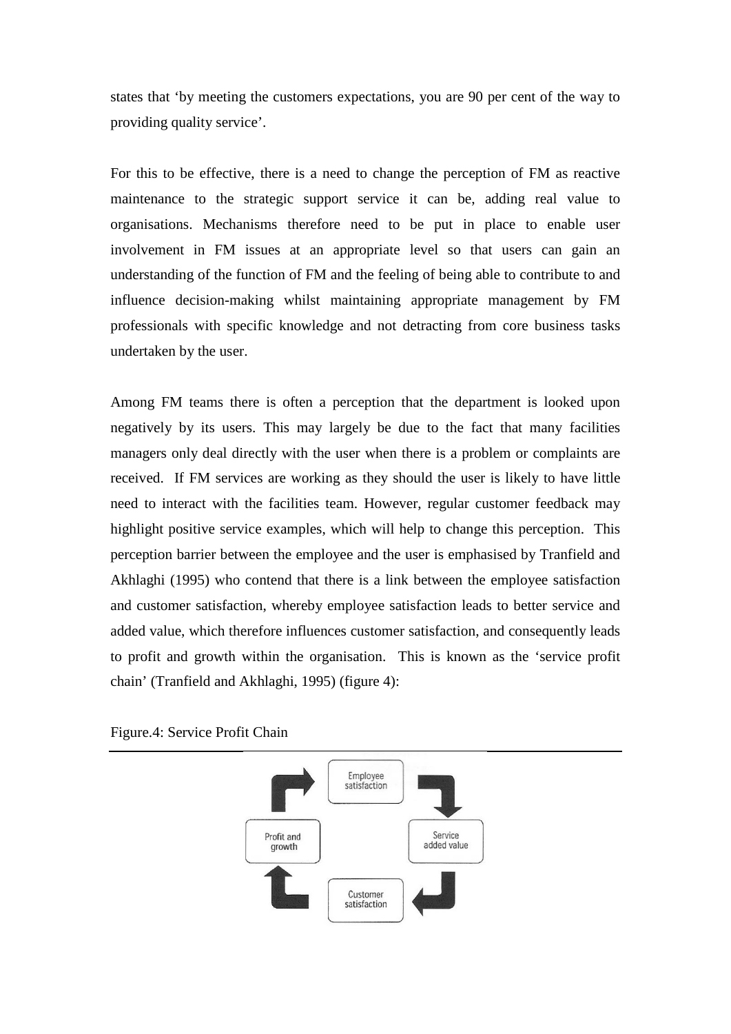states that 'by meeting the customers expectations, you are 90 per cent of the way to providing quality service'.

For this to be effective, there is a need to change the perception of FM as reactive maintenance to the strategic support service it can be, adding real value to organisations. Mechanisms therefore need to be put in place to enable user involvement in FM issues at an appropriate level so that users can gain an understanding of the function of FM and the feeling of being able to contribute to and influence decision-making whilst maintaining appropriate management by FM professionals with specific knowledge and not detracting from core business tasks undertaken by the user.

Among FM teams there is often a perception that the department is looked upon negatively by its users. This may largely be due to the fact that many facilities managers only deal directly with the user when there is a problem or complaints are received. If FM services are working as they should the user is likely to have little need to interact with the facilities team. However, regular customer feedback may highlight positive service examples, which will help to change this perception. This perception barrier between the employee and the user is emphasised by Tranfield and Akhlaghi (1995) who contend that there is a link between the employee satisfaction and customer satisfaction, whereby employee satisfaction leads to better service and added value, which therefore influences customer satisfaction, and consequently leads to profit and growth within the organisation. This is known as the 'service profit chain' (Tranfield and Akhlaghi, 1995) (figure 4):

Figure.4: Service Profit Chain

Employee satisfaction → Service added value → Customer satisfaction → Profit and growth → Employee satisfaction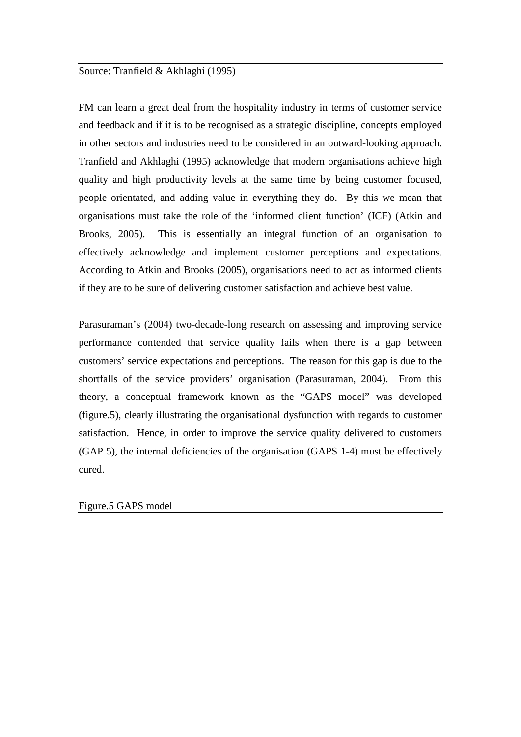Source: Tranfield & Akhlaghi (1995)

FM can learn a great deal from the hospitality industry in terms of customer service and feedback and if it is to be recognised as a strategic discipline, concepts employed in other sectors and industries need to be considered in an outward-looking approach. Tranfield and Akhlaghi (1995) acknowledge that modern organisations achieve high quality and high productivity levels at the same time by being customer focused, people orientated, and adding value in everything they do. By this we mean that organisations must take the role of the 'informed client function' (ICF) (Atkin and Brooks, 2005). This is essentially an integral function of an organisation to effectively acknowledge and implement customer perceptions and expectations. According to Atkin and Brooks (2005), organisations need to act as informed clients if they are to be sure of delivering customer satisfaction and achieve best value.

Parasuraman's (2004) two-decade-long research on assessing and improving service performance contended that service quality fails when there is a gap between customers' service expectations and perceptions. The reason for this gap is due to the shortfalls of the service providers' organisation (Parasuraman, 2004). From this theory, a conceptual framework known as the "GAPS model" was developed (figure.5), clearly illustrating the organisational dysfunction with regards to customer satisfaction. Hence, in order to improve the service quality delivered to customers (GAP 5), the internal deficiencies of the organisation (GAPS 1-4) must be effectively cured.

Figure.5 GAPS model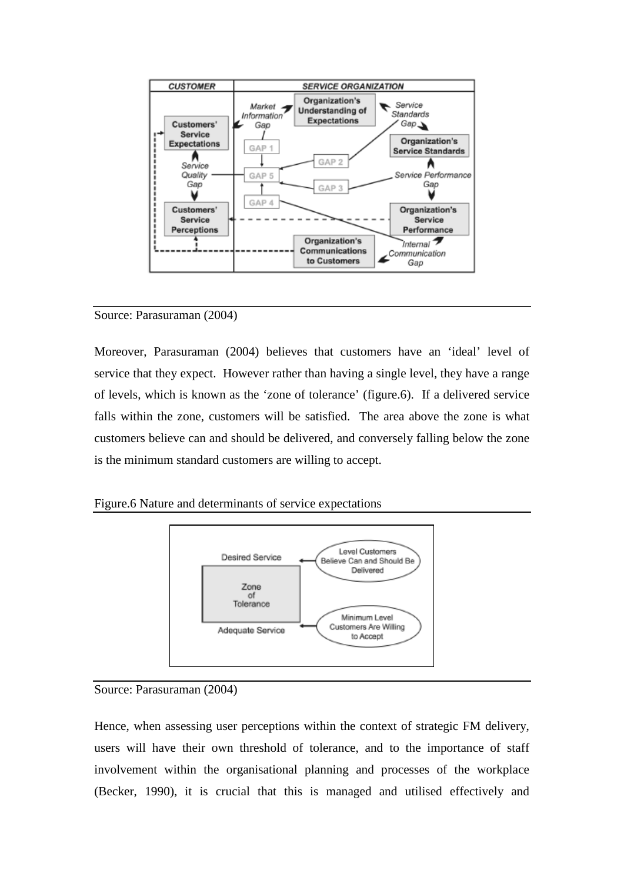Source: Parasuraman (2004)

Moreover, Parasuraman (2004) believes that customers have an 'ideal' level of service that they expect. However rather than having a single level, they have a range of levels, which is known as the 'zone of tolerance' (figure.6). If a delivered service falls within the zone, customers will be satisfied. The area above the zone is what customers believe can and should be delivered, and conversely falling below the zone is the minimum standard customers are willing to accept.

Figure.6 Nature and determinants of service expectations

Source: Parasuraman (2004)

Hence, when assessing user perceptions within the context of strategic FM delivery, users will have their own threshold of tolerance, and to the importance of staff involvement within the organisational planning and processes of the workplace (Becker, 1990), it is crucial that this is managed and utilised effectively and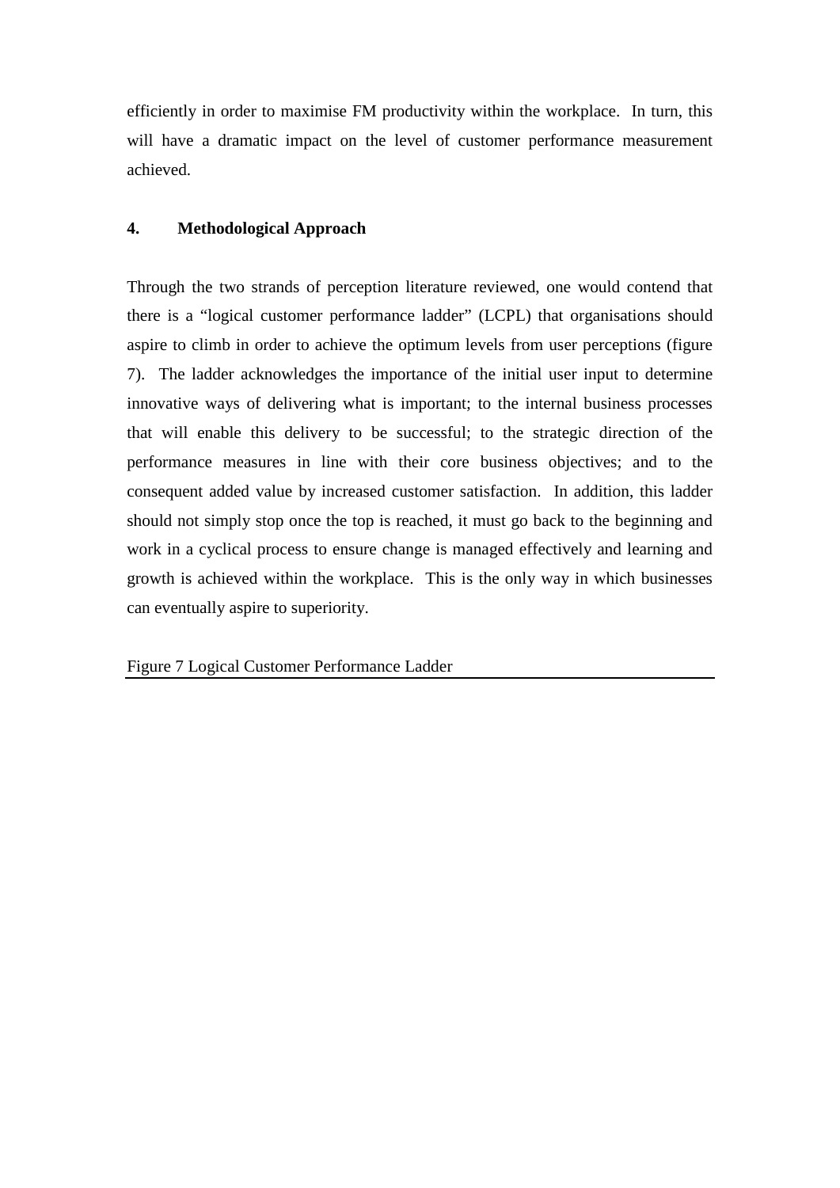efficiently in order to maximise FM productivity within the workplace. In turn, this will have a dramatic impact on the level of customer performance measurement achieved.

## 4. Methodological Approach

Through the two strands of perception literature reviewed, one would contend that there is a "logical customer performance ladder" (LCPL) that organisations should aspire to climb in order to achieve the optimum levels from user perceptions (figure 7). The ladder acknowledges the importance of the initial user input to determine innovative ways of delivering what is important; to the internal business processes that will enable this delivery to be successful; to the strategic direction of the performance measures in line with their core business objectives; and to the consequent added value by increased customer satisfaction. In addition, this ladder should not simply stop once the top is reached, it must go back to the beginning and work in a cyclical process to ensure change is managed effectively and learning and growth is achieved within the workplace. This is the only way in which businesses can eventually aspire to superiority.

Figure 7 Logical Customer Performance Ladder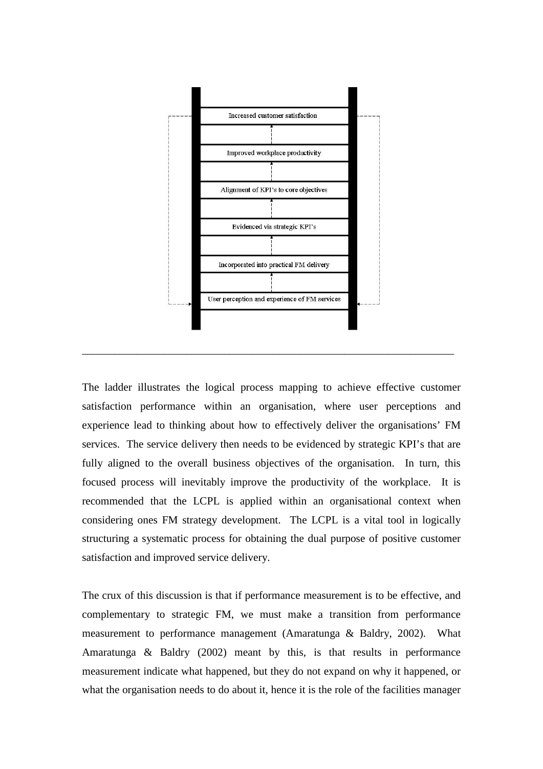Increased customer satisfaction

Improved workplace productivity

Alignment of KPI's to core objectives

Evidenced via strategic KPI's

Incorporated into practical FM delivery

User perception and experience of FM services

---

The ladder illustrates the logical process mapping to achieve effective customer satisfaction performance within an organisation, where user perceptions and experience lead to thinking about how to effectively deliver the organisations' FM services. The service delivery then needs to be evidenced by strategic KPI's that are fully aligned to the overall business objectives of the organisation. In turn, this focused process will inevitably improve the productivity of the workplace. It is recommended that the LCPL is applied within an organisational context when considering ones FM strategy development. The LCPL is a vital tool in logically structuring a systematic process for obtaining the dual purpose of positive customer satisfaction and improved service delivery.

The crux of this discussion is that if performance measurement is to be effective, and complementary to strategic FM, we must make a transition from performance measurement to performance management (Amaratunga & Baldry, 2002). What Amaratunga & Baldry (2002) meant by this, is that results in performance measurement indicate what happened, but they do not expand on why it happened, or what the organisation needs to do about it, hence it is the role of the facilities manager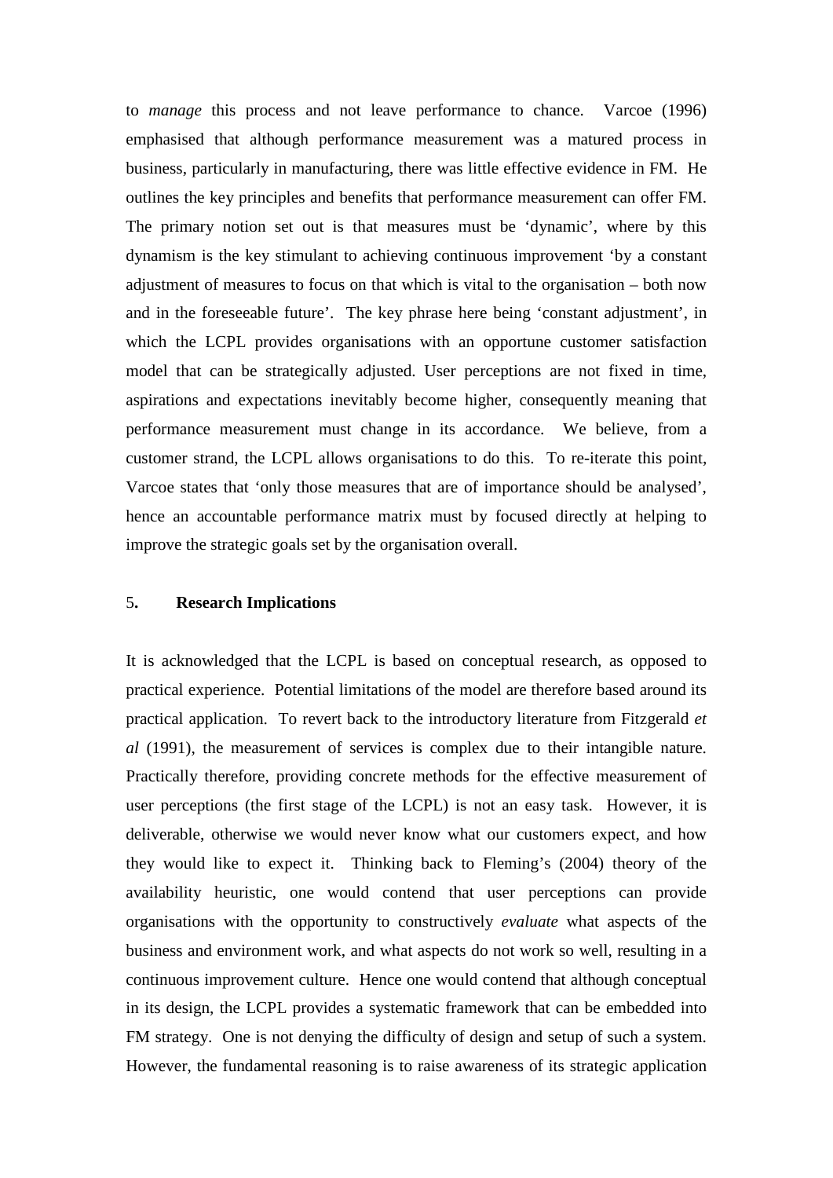to *manage* this process and not leave performance to chance. Varcoe (1996) emphasised that although performance measurement was a matured process in business, particularly in manufacturing, there was little effective evidence in FM. He outlines the key principles and benefits that performance measurement can offer FM. The primary notion set out is that measures must be 'dynamic', where by this dynamism is the key stimulant to achieving continuous improvement 'by a constant adjustment of measures to focus on that which is vital to the organisation – both now and in the foreseeable future'. The key phrase here being 'constant adjustment', in which the LCPL provides organisations with an opportune customer satisfaction model that can be strategically adjusted. User perceptions are not fixed in time, aspirations and expectations inevitably become higher, consequently meaning that performance measurement must change in its accordance. We believe, from a customer strand, the LCPL allows organisations to do this. To re-iterate this point, Varcoe states that 'only those measures that are of importance should be analysed', hence an accountable performance matrix must by focused directly at helping to improve the strategic goals set by the organisation overall.

## 5. Research Implications

It is acknowledged that the LCPL is based on conceptual research, as opposed to practical experience. Potential limitations of the model are therefore based around its practical application. To revert back to the introductory literature from Fitzgerald *et al* (1991), the measurement of services is complex due to their intangible nature. Practically therefore, providing concrete methods for the effective measurement of user perceptions (the first stage of the LCPL) is not an easy task. However, it is deliverable, otherwise we would never know what our customers expect, and how they would like to expect it. Thinking back to Fleming's (2004) theory of the availability heuristic, one would contend that user perceptions can provide organisations with the opportunity to constructively *evaluate* what aspects of the business and environment work, and what aspects do not work so well, resulting in a continuous improvement culture. Hence one would contend that although conceptual in its design, the LCPL provides a systematic framework that can be embedded into FM strategy. One is not denying the difficulty of design and setup of such a system. However, the fundamental reasoning is to raise awareness of its strategic application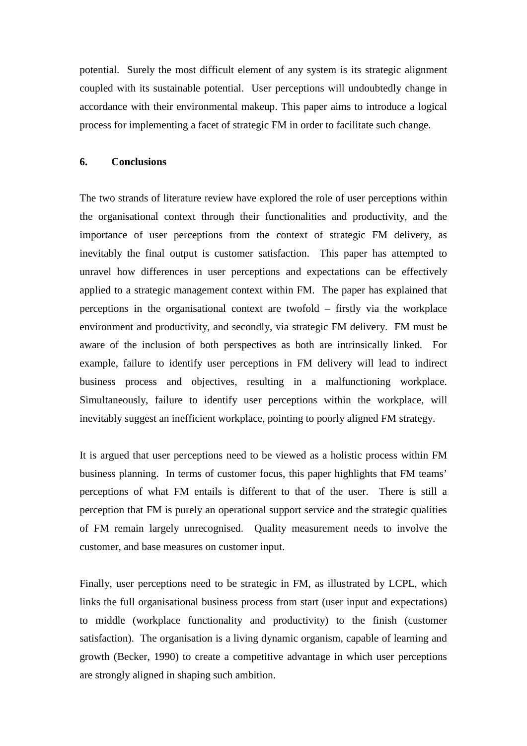potential. Surely the most difficult element of any system is its strategic alignment coupled with its sustainable potential. User perceptions will undoubtedly change in accordance with their environmental makeup. This paper aims to introduce a logical process for implementing a facet of strategic FM in order to facilitate such change.

## 6. Conclusions

The two strands of literature review have explored the role of user perceptions within the organisational context through their functionalities and productivity, and the importance of user perceptions from the context of strategic FM delivery, as inevitably the final output is customer satisfaction. This paper has attempted to unravel how differences in user perceptions and expectations can be effectively applied to a strategic management context within FM. The paper has explained that perceptions in the organisational context are twofold – firstly via the workplace environment and productivity, and secondly, via strategic FM delivery. FM must be aware of the inclusion of both perspectives as both are intrinsically linked. For example, failure to identify user perceptions in FM delivery will lead to indirect business process and objectives, resulting in a malfunctioning workplace. Simultaneously, failure to identify user perceptions within the workplace, will inevitably suggest an inefficient workplace, pointing to poorly aligned FM strategy.

It is argued that user perceptions need to be viewed as a holistic process within FM business planning. In terms of customer focus, this paper highlights that FM teams' perceptions of what FM entails is different to that of the user. There is still a perception that FM is purely an operational support service and the strategic qualities of FM remain largely unrecognised. Quality measurement needs to involve the customer, and base measures on customer input.

Finally, user perceptions need to be strategic in FM, as illustrated by LCPL, which links the full organisational business process from start (user input and expectations) to middle (workplace functionality and productivity) to the finish (customer satisfaction). The organisation is a living dynamic organism, capable of learning and growth (Becker, 1990) to create a competitive advantage in which user perceptions are strongly aligned in shaping such ambition.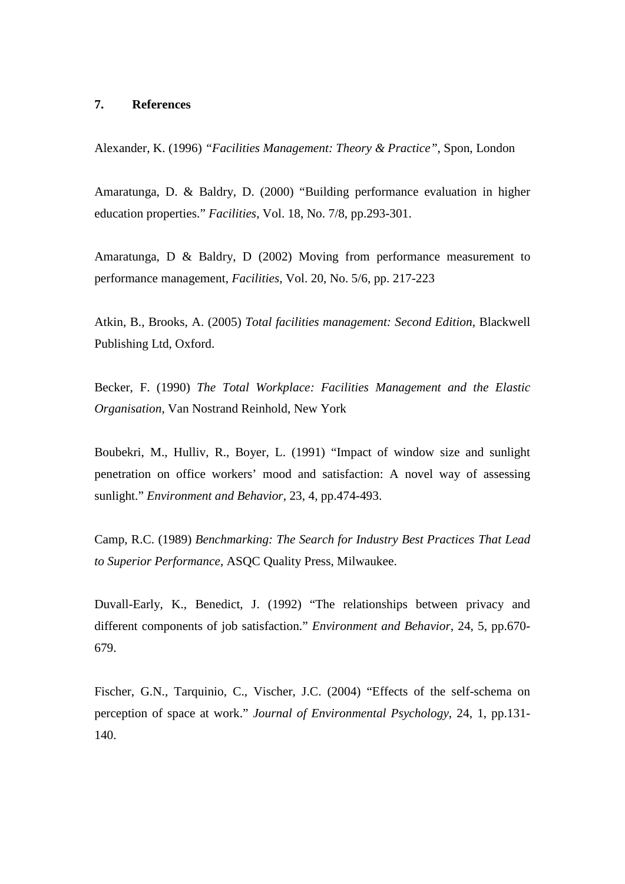## 7. References

Alexander, K. (1996) *"Facilities Management: Theory & Practice"*, Spon, London

Amaratunga, D. & Baldry, D. (2000) "Building performance evaluation in higher education properties." *Facilities*, Vol. 18, No. 7/8, pp.293-301.

Amaratunga, D & Baldry, D (2002) Moving from performance measurement to performance management, *Facilities,* Vol. 20, No. 5/6, pp. 217-223

Atkin, B., Brooks, A. (2005) *Total facilities management: Second Edition*, Blackwell Publishing Ltd, Oxford.

Becker, F. (1990) *The Total Workplace: Facilities Management and the Elastic Organisation*, Van Nostrand Reinhold, New York

Boubekri, M., Hulliv, R., Boyer, L. (1991) "Impact of window size and sunlight penetration on office workers' mood and satisfaction: A novel way of assessing sunlight." *Environment and Behavior*, 23, 4, pp.474-493.

Camp, R.C. (1989) *Benchmarking: The Search for Industry Best Practices That Lead to Superior Performance*, ASQC Quality Press, Milwaukee.

Duvall-Early, K., Benedict, J. (1992) "The relationships between privacy and different components of job satisfaction." *Environment and Behavior*, 24, 5, pp.670-679.

Fischer, G.N., Tarquinio, C., Vischer, J.C. (2004) "Effects of the self-schema on perception of space at work." *Journal of Environmental Psychology*, 24, 1, pp.131-140.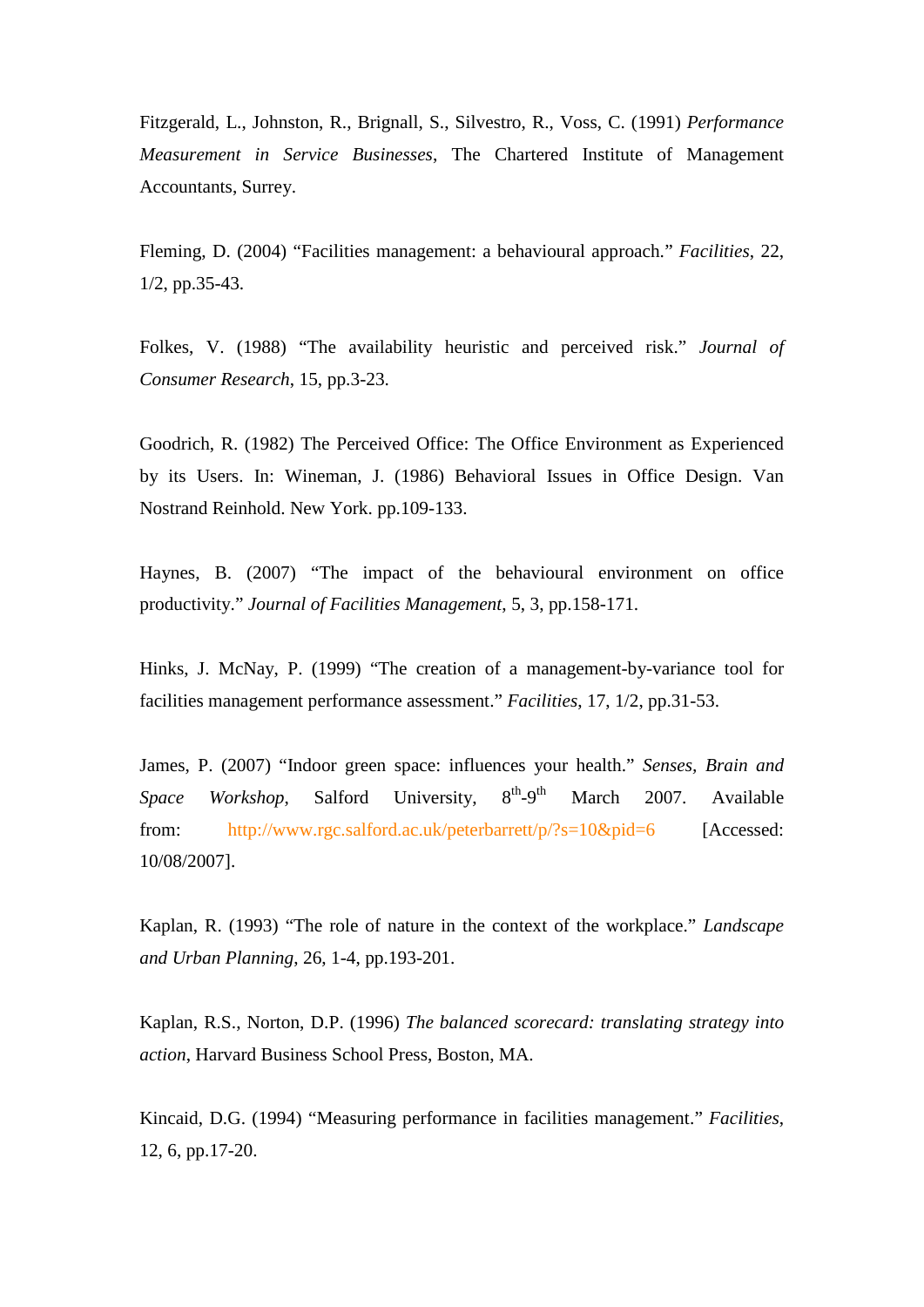Fitzgerald, L., Johnston, R., Brignall, S., Silvestro, R., Voss, C. (1991) *Performance Measurement in Service Businesses*, The Chartered Institute of Management Accountants, Surrey.

Fleming, D. (2004) "Facilities management: a behavioural approach." *Facilities*, 22, 1/2, pp.35-43.

Folkes, V. (1988) "The availability heuristic and perceived risk." *Journal of Consumer Research*, 15, pp.3-23.

Goodrich, R. (1982) The Perceived Office: The Office Environment as Experienced by its Users. In: Wineman, J. (1986) Behavioral Issues in Office Design. Van Nostrand Reinhold. New York. pp.109-133.

Haynes, B. (2007) "The impact of the behavioural environment on office productivity." *Journal of Facilities Management*, 5, 3, pp.158-171.

Hinks, J. McNay, P. (1999) "The creation of a management-by-variance tool for facilities management performance assessment." *Facilities*, 17, 1/2, pp.31-53.

James, P. (2007) "Indoor green space: influences your health." *Senses, Brain and Space Workshop*, Salford University, 8th-9th March 2007. Available from: http://www.rgc.salford.ac.uk/peterbarrett/p/?s=10&pid=6 [Accessed: 10/08/2007].

Kaplan, R. (1993) "The role of nature in the context of the workplace." *Landscape and Urban Planning*, 26, 1-4, pp.193-201.

Kaplan, R.S., Norton, D.P. (1996) *The balanced scorecard: translating strategy into action*, Harvard Business School Press, Boston, MA.

Kincaid, D.G. (1994) "Measuring performance in facilities management." *Facilities*, 12, 6, pp.17-20.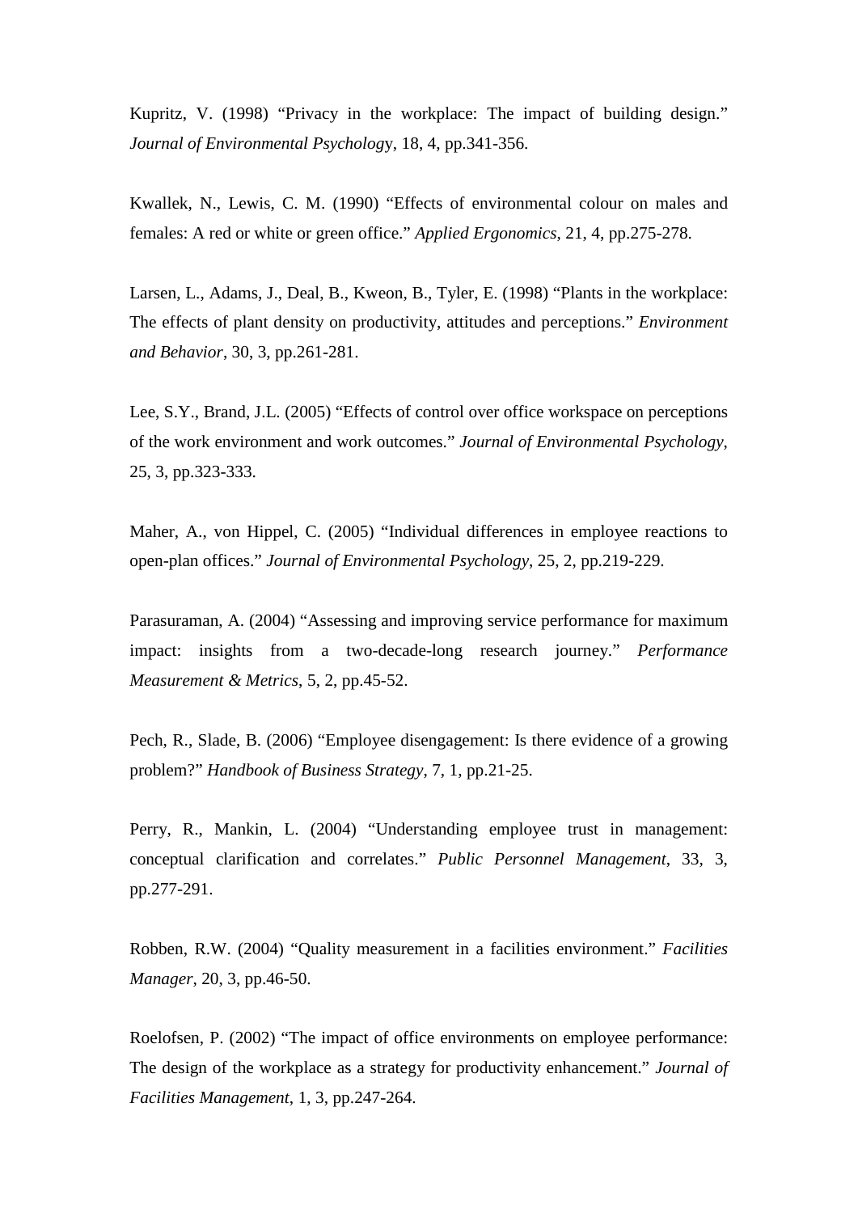Kupritz, V. (1998) “Privacy in the workplace: The impact of building design.” *Journal of Environmental Psychology*, 18, 4, pp.341-356.

Kwallek, N., Lewis, C. M. (1990) “Effects of environmental colour on males and females: A red or white or green office.” *Applied Ergonomics*, 21, 4, pp.275-278.

Larsen, L., Adams, J., Deal, B., Kweon, B., Tyler, E. (1998) “Plants in the workplace: The effects of plant density on productivity, attitudes and perceptions.” *Environment and Behavior*, 30, 3, pp.261-281.

Lee, S.Y., Brand, J.L. (2005) “Effects of control over office workspace on perceptions of the work environment and work outcomes.” *Journal of Environmental Psychology*, 25, 3, pp.323-333.

Maher, A., von Hippel, C. (2005) “Individual differences in employee reactions to open-plan offices.” *Journal of Environmental Psychology*, 25, 2, pp.219-229.

Parasuraman, A. (2004) “Assessing and improving service performance for maximum impact: insights from a two-decade-long research journey.” *Performance Measurement & Metrics*, 5, 2, pp.45-52.

Pech, R., Slade, B. (2006) “Employee disengagement: Is there evidence of a growing problem?” *Handbook of Business Strategy*, 7, 1, pp.21-25.

Perry, R., Mankin, L. (2004) “Understanding employee trust in management: conceptual clarification and correlates.” *Public Personnel Management*, 33, 3, pp.277-291.

Robben, R.W. (2004) “Quality measurement in a facilities environment.” *Facilities Manager*, 20, 3, pp.46-50.

Roelofsen, P. (2002) “The impact of office environments on employee performance: The design of the workplace as a strategy for productivity enhancement.” *Journal of Facilities Management*, 1, 3, pp.247-264.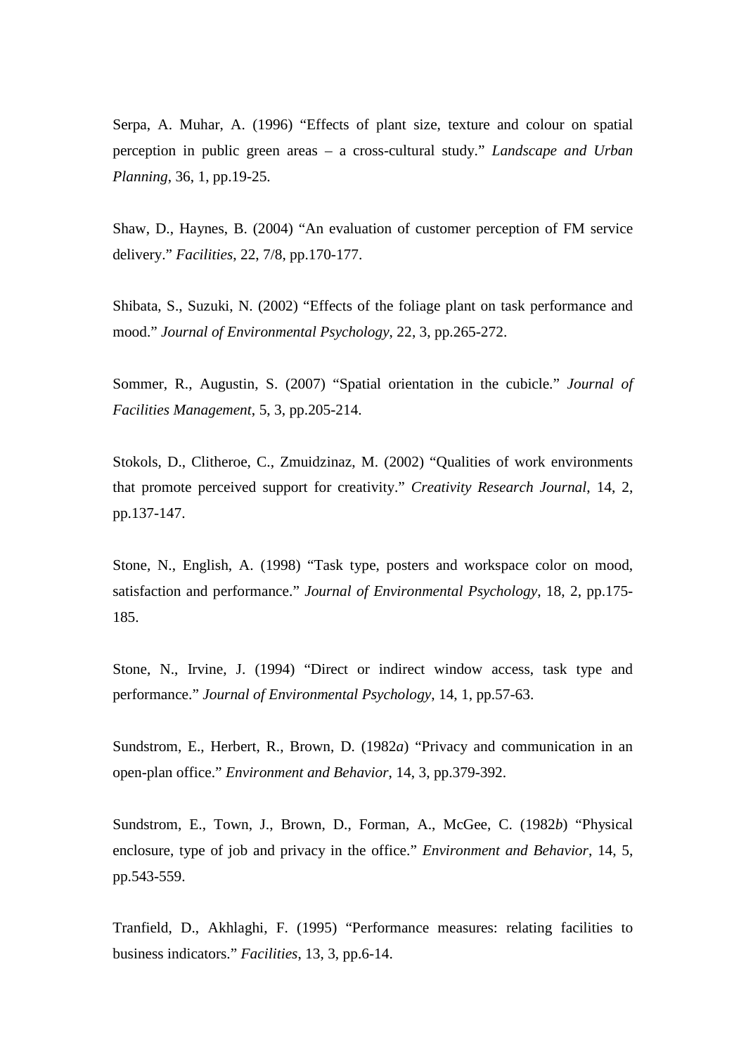Serpa, A. Muhar, A. (1996) “Effects of plant size, texture and colour on spatial perception in public green areas – a cross-cultural study.” *Landscape and Urban Planning*, 36, 1, pp.19-25.

Shaw, D., Haynes, B. (2004) “An evaluation of customer perception of FM service delivery.” *Facilities*, 22, 7/8, pp.170-177.

Shibata, S., Suzuki, N. (2002) “Effects of the foliage plant on task performance and mood.” *Journal of Environmental Psychology*, 22, 3, pp.265-272.

Sommer, R., Augustin, S. (2007) “Spatial orientation in the cubicle.” *Journal of Facilities Management*, 5, 3, pp.205-214.

Stokols, D., Clitheroe, C., Zmuidzinaz, M. (2002) “Qualities of work environments that promote perceived support for creativity.” *Creativity Research Journal*, 14, 2, pp.137-147.

Stone, N., English, A. (1998) “Task type, posters and workspace color on mood, satisfaction and performance.” *Journal of Environmental Psychology*, 18, 2, pp.175-185.

Stone, N., Irvine, J. (1994) “Direct or indirect window access, task type and performance.” *Journal of Environmental Psychology*, 14, 1, pp.57-63.

Sundstrom, E., Herbert, R., Brown, D. (1982*a*) “Privacy and communication in an open-plan office.” *Environment and Behavior*, 14, 3, pp.379-392.

Sundstrom, E., Town, J., Brown, D., Forman, A., McGee, C. (1982*b*) “Physical enclosure, type of job and privacy in the office.” *Environment and Behavior*, 14, 5, pp.543-559.

Tranfield, D., Akhlaghi, F. (1995) “Performance measures: relating facilities to business indicators.” *Facilities*, 13, 3, pp.6-14.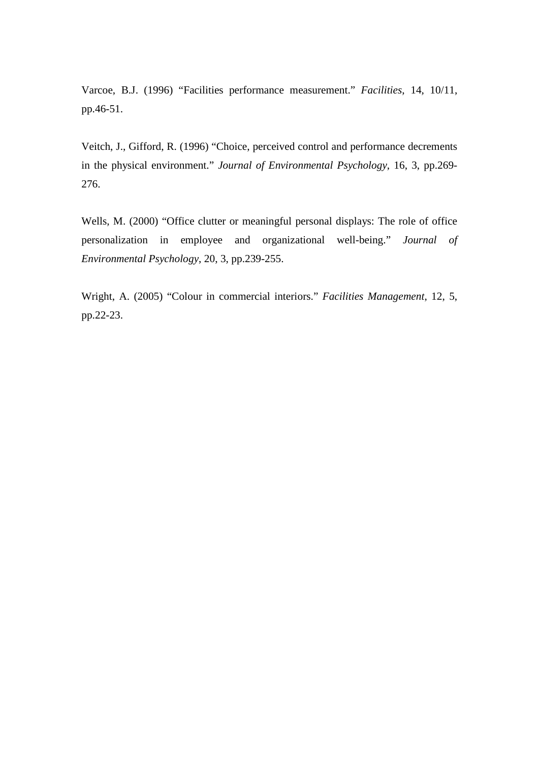Varcoe, B.J. (1996) “Facilities performance measurement.” *Facilities*, 14, 10/11, pp.46-51.

Veitch, J., Gifford, R. (1996) “Choice, perceived control and performance decrements in the physical environment.” *Journal of Environmental Psychology*, 16, 3, pp.269-276.

Wells, M. (2000) “Office clutter or meaningful personal displays: The role of office personalization in employee and organizational well-being.” *Journal of Environmental Psychology*, 20, 3, pp.239-255.

Wright, A. (2005) “Colour in commercial interiors.” *Facilities Management*, 12, 5, pp.22-23.